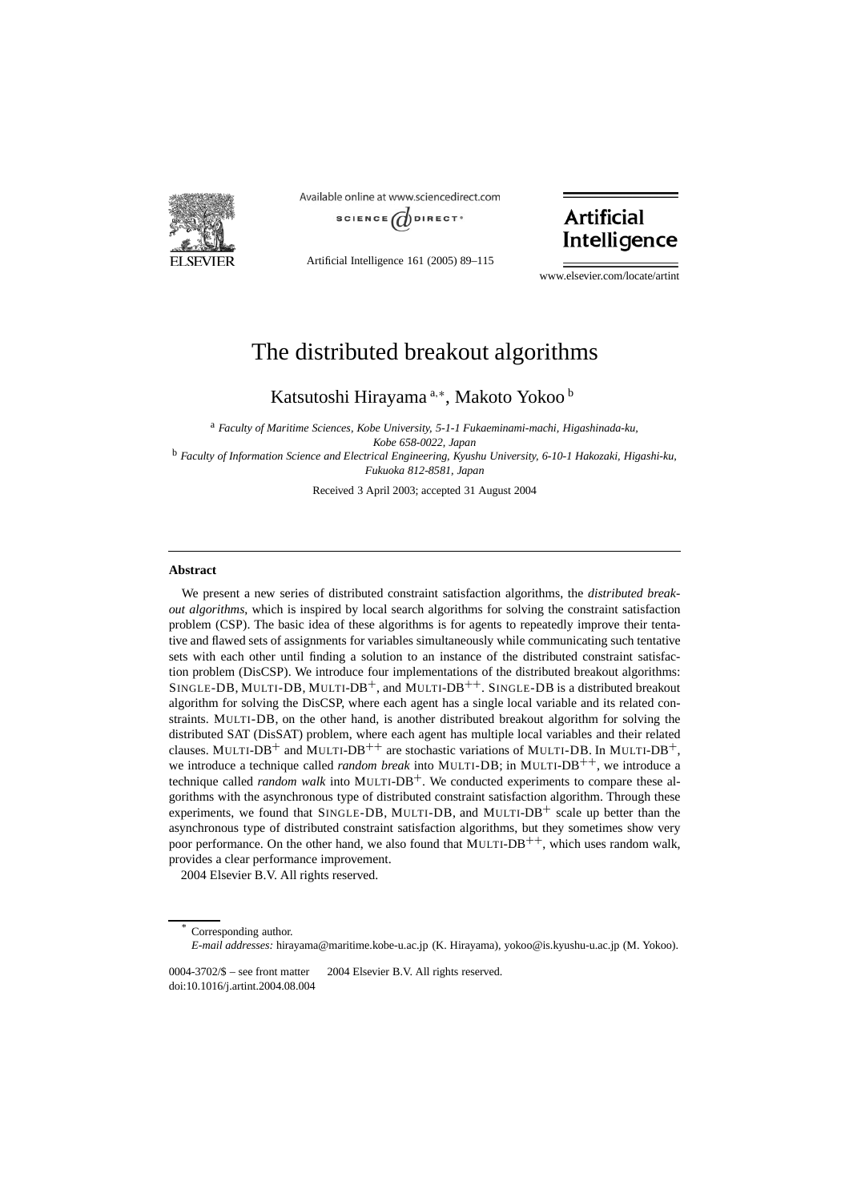# The distributed breakout algorithms

Katsutoshi Hirayama [a,*], Makoto Yokoo [b]

[a] *Faculty of Maritime Sciences, Kobe University, 5-1-1 Fukaeminami-machi, Higashinada-ku, Kobe 658-0022, Japan*

[b] *Faculty of Information Science and Electrical Engineering, Kyushu University, 6-10-1 Hakozaki, Higashi-ku, Fukuoka 812-8581, Japan*

Received 3 April 2003; accepted 31 August 2004

---

## Abstract

We present a new series of distributed constraint satisfaction algorithms, the *distributed breakout algorithms*, which is inspired by local search algorithms for solving the constraint satisfaction problem (CSP). The basic idea of these algorithms is for agents to repeatedly improve their tentative and flawed sets of assignments for variables simultaneously while communicating such tentative sets with each other until finding a solution to an instance of the distributed constraint satisfaction problem (DisCSP). We introduce four implementations of the distributed breakout algorithms: SINGLE-DB, MULTI-DB, MULTI-DB$^+$, and MULTI-DB$^{++}$. SINGLE-DB is a distributed breakout algorithm for solving the DisCSP, where each agent has a single local variable and its related constraints. MULTI-DB, on the other hand, is another distributed breakout algorithm for solving the distributed SAT (DisSAT) problem, where each agent has multiple local variables and their related clauses. MULTI-DB$^+$ and MULTI-DB$^{++}$ are stochastic variations of MULTI-DB. In MULTI-DB$^+$, we introduce a technique called *random break* into MULTI-DB; in MULTI-DB$^{++}$, we introduce a technique called *random walk* into MULTI-DB$^+$. We conducted experiments to compare these algorithms with the asynchronous type of distributed constraint satisfaction algorithm. Through these experiments, we found that SINGLE-DB, MULTI-DB, and MULTI-DB$^+$ scale up better than the asynchronous type of distributed constraint satisfaction algorithms, but they sometimes show very poor performance. On the other hand, we also found that MULTI-DB$^{++}$, which uses random walk, provides a clear performance improvement.

2004 Elsevier B.V. All rights reserved.

---

\* Corresponding author.

*E-mail addresses:* hirayama@maritime.kobe-u.ac.jp (K. Hirayama), yokoo@is.kyushu-u.ac.jp (M. Yokoo).

0004-3702/$ – see front matter 2004 Elsevier B.V. All rights reserved.
doi:10.1016/j.artint.2004.08.004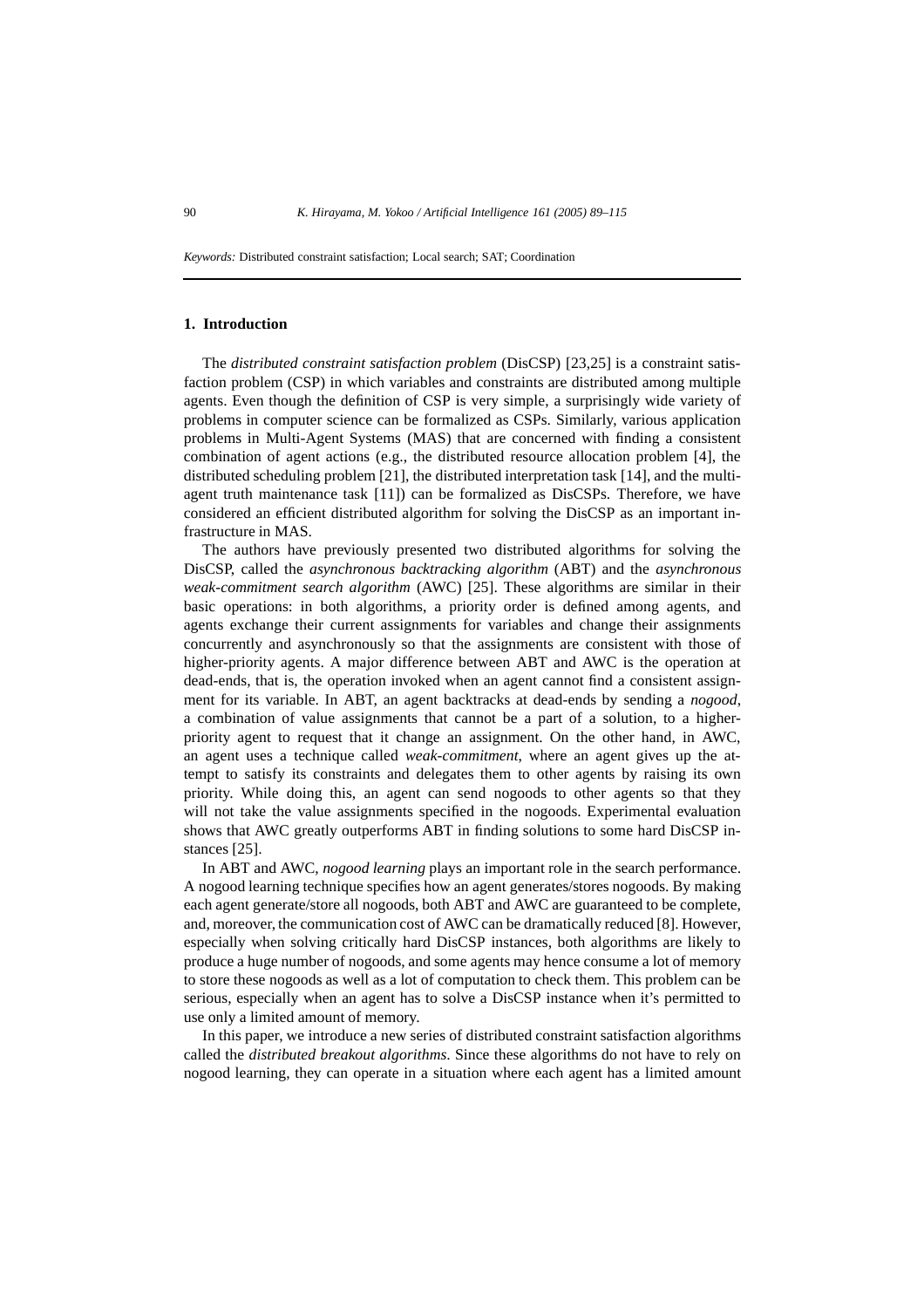*Keywords:* Distributed constraint satisfaction; Local search; SAT; Coordination

## 1. Introduction

The *distributed constraint satisfaction problem* (DisCSP) [23,25] is a constraint satisfaction problem (CSP) in which variables and constraints are distributed among multiple agents. Even though the definition of CSP is very simple, a surprisingly wide variety of problems in computer science can be formalized as CSPs. Similarly, various application problems in Multi-Agent Systems (MAS) that are concerned with finding a consistent combination of agent actions (e.g., the distributed resource allocation problem [4], the distributed scheduling problem [21], the distributed interpretation task [14], and the multi-agent truth maintenance task [11]) can be formalized as DisCSPs. Therefore, we have considered an efficient distributed algorithm for solving the DisCSP as an important infrastructure in MAS.

The authors have previously presented two distributed algorithms for solving the DisCSP, called the *asynchronous backtracking algorithm* (ABT) and the *asynchronous weak-commitment search algorithm* (AWC) [25]. These algorithms are similar in their basic operations: in both algorithms, a priority order is defined among agents, and agents exchange their current assignments for variables and change their assignments concurrently and asynchronously so that the assignments are consistent with those of higher-priority agents. A major difference between ABT and AWC is the operation at dead-ends, that is, the operation invoked when an agent cannot find a consistent assignment for its variable. In ABT, an agent backtracks at dead-ends by sending a *nogood*, a combination of value assignments that cannot be a part of a solution, to a higher-priority agent to request that it change an assignment. On the other hand, in AWC, an agent uses a technique called *weak-commitment*, where an agent gives up the attempt to satisfy its constraints and delegates them to other agents by raising its own priority. While doing this, an agent can send nogoods to other agents so that they will not take the value assignments specified in the nogoods. Experimental evaluation shows that AWC greatly outperforms ABT in finding solutions to some hard DisCSP instances [25].

In ABT and AWC, *nogood learning* plays an important role in the search performance. A nogood learning technique specifies how an agent generates/stores nogoods. By making each agent generate/store all nogoods, both ABT and AWC are guaranteed to be complete, and, moreover, the communication cost of AWC can be dramatically reduced [8]. However, especially when solving critically hard DisCSP instances, both algorithms are likely to produce a huge number of nogoods, and some agents may hence consume a lot of memory to store these nogoods as well as a lot of computation to check them. This problem can be serious, especially when an agent has to solve a DisCSP instance when it's permitted to use only a limited amount of memory.

In this paper, we introduce a new series of distributed constraint satisfaction algorithms called the *distributed breakout algorithms*. Since these algorithms do not have to rely on nogood learning, they can operate in a situation where each agent has a limited amount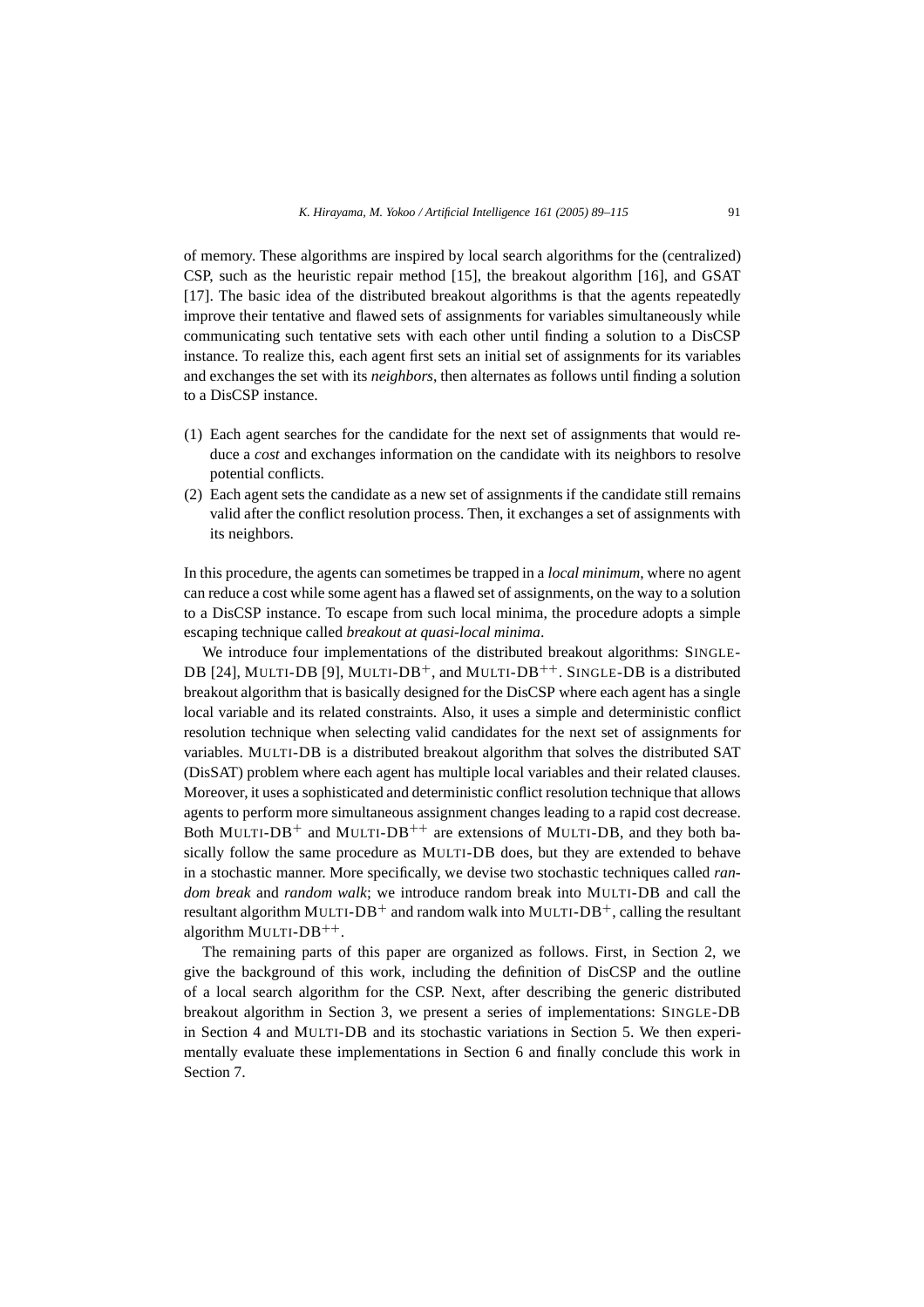of memory. These algorithms are inspired by local search algorithms for the (centralized) CSP, such as the heuristic repair method [15], the breakout algorithm [16], and GSAT [17]. The basic idea of the distributed breakout algorithms is that the agents repeatedly improve their tentative and flawed sets of assignments for variables simultaneously while communicating such tentative sets with each other until finding a solution to a DisCSP instance. To realize this, each agent first sets an initial set of assignments for its variables and exchanges the set with its *neighbors*, then alternates as follows until finding a solution to a DisCSP instance.

(1) Each agent searches for the candidate for the next set of assignments that would reduce a *cost* and exchanges information on the candidate with its neighbors to resolve potential conflicts.
(2) Each agent sets the candidate as a new set of assignments if the candidate still remains valid after the conflict resolution process. Then, it exchanges a set of assignments with its neighbors.

In this procedure, the agents can sometimes be trapped in a *local minimum*, where no agent can reduce a cost while some agent has a flawed set of assignments, on the way to a solution to a DisCSP instance. To escape from such local minima, the procedure adopts a simple escaping technique called *breakout at quasi-local minima*.

We introduce four implementations of the distributed breakout algorithms: SINGLE-DB [24], MULTI-DB [9], MULTI-DB$^{+}$, and MULTI-DB$^{++}$. SINGLE-DB is a distributed breakout algorithm that is basically designed for the DisCSP where each agent has a single local variable and its related constraints. Also, it uses a simple and deterministic conflict resolution technique when selecting valid candidates for the next set of assignments for variables. MULTI-DB is a distributed breakout algorithm that solves the distributed SAT (DisSAT) problem where each agent has multiple local variables and their related clauses. Moreover, it uses a sophisticated and deterministic conflict resolution technique that allows agents to perform more simultaneous assignment changes leading to a rapid cost decrease. Both MULTI-DB$^{+}$ and MULTI-DB$^{++}$ are extensions of MULTI-DB, and they both basically follow the same procedure as MULTI-DB does, but they are extended to behave in a stochastic manner. More specifically, we devise two stochastic techniques called *random break* and *random walk*; we introduce random break into MULTI-DB and call the resultant algorithm MULTI-DB$^{+}$ and random walk into MULTI-DB$^{+}$, calling the resultant algorithm MULTI-DB$^{++}$.

The remaining parts of this paper are organized as follows. First, in Section 2, we give the background of this work, including the definition of DisCSP and the outline of a local search algorithm for the CSP. Next, after describing the generic distributed breakout algorithm in Section 3, we present a series of implementations: SINGLE-DB in Section 4 and MULTI-DB and its stochastic variations in Section 5. We then experimentally evaluate these implementations in Section 6 and finally conclude this work in Section 7.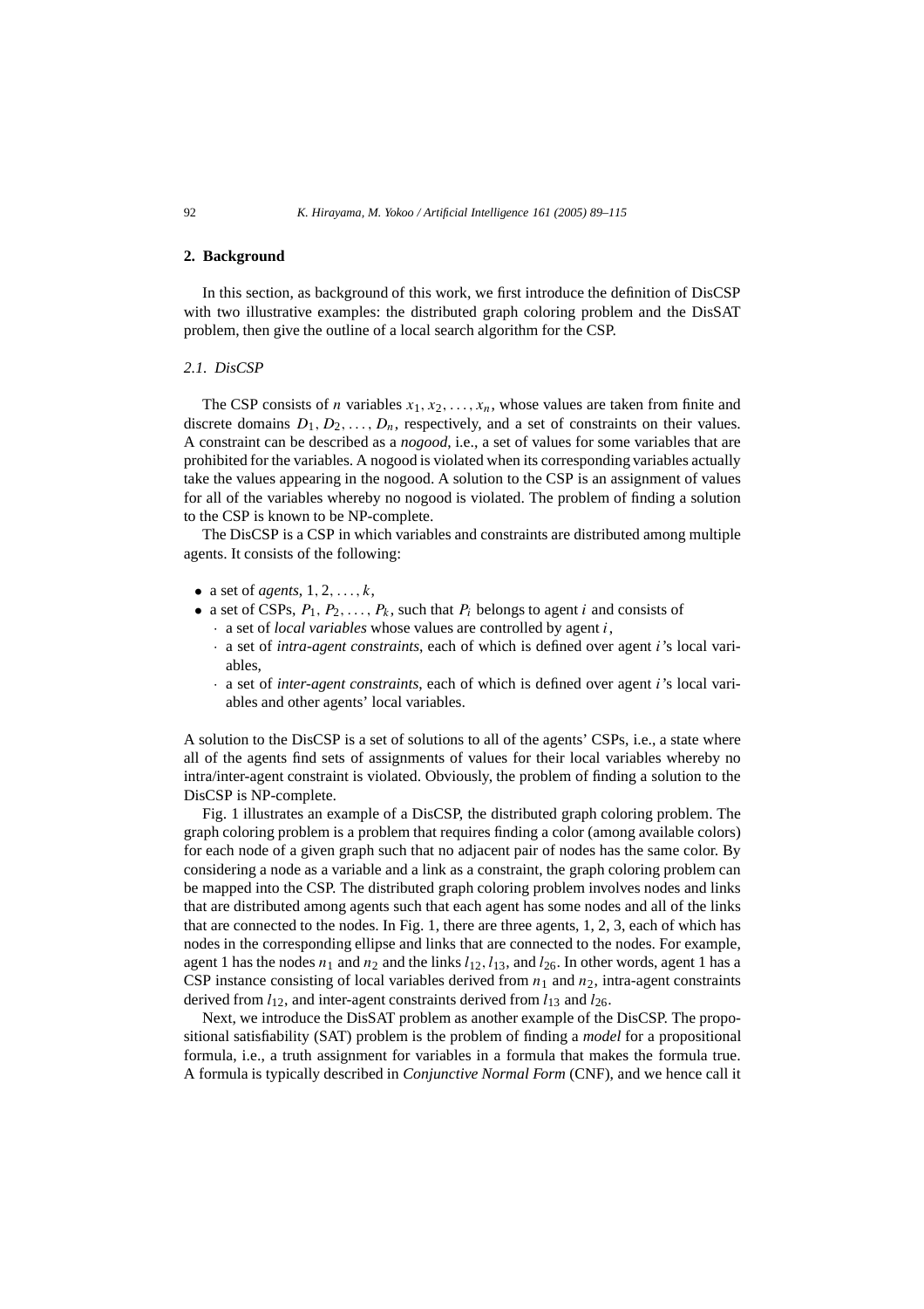## 2. Background

In this section, as background of this work, we first introduce the definition of DisCSP with two illustrative examples: the distributed graph coloring problem and the DisSAT problem, then give the outline of a local search algorithm for the CSP.

### 2.1. DisCSP

The CSP consists of $n$ variables $x_1, x_2, \ldots, x_n$, whose values are taken from finite and discrete domains $D_1, D_2, \ldots, D_n$, respectively, and a set of constraints on their values. A constraint can be described as a *nogood*, i.e., a set of values for some variables that are prohibited for the variables. A nogood is violated when its corresponding variables actually take the values appearing in the nogood. A solution to the CSP is an assignment of values for all of the variables whereby no nogood is violated. The problem of finding a solution to the CSP is known to be NP-complete.

The DisCSP is a CSP in which variables and constraints are distributed among multiple agents. It consists of the following:

- a set of *agents*, $1, 2, \ldots, k$,
- a set of CSPs, $P_1, P_2, \ldots, P_k$, such that $P_i$ belongs to agent $i$ and consists of
  - a set of *local variables* whose values are controlled by agent $i$,
  - a set of *intra-agent constraints*, each of which is defined over agent $i$'s local variables,
  - a set of *inter-agent constraints*, each of which is defined over agent $i$'s local variables and other agents' local variables.

A solution to the DisCSP is a set of solutions to all of the agents' CSPs, i.e., a state where all of the agents find sets of assignments of values for their local variables whereby no intra/inter-agent constraint is violated. Obviously, the problem of finding a solution to the DisCSP is NP-complete.

Fig. 1 illustrates an example of a DisCSP, the distributed graph coloring problem. The graph coloring problem is a problem that requires finding a color (among available colors) for each node of a given graph such that no adjacent pair of nodes has the same color. By considering a node as a variable and a link as a constraint, the graph coloring problem can be mapped into the CSP. The distributed graph coloring problem involves nodes and links that are distributed among agents such that each agent has some nodes and all of the links that are connected to the nodes. In Fig. 1, there are three agents, 1, 2, 3, each of which has nodes in the corresponding ellipse and links that are connected to the nodes. For example, agent 1 has the nodes $n_1$ and $n_2$ and the links $l_{12}, l_{13}$, and $l_{26}$. In other words, agent 1 has a CSP instance consisting of local variables derived from $n_1$ and $n_2$, intra-agent constraints derived from $l_{12}$, and inter-agent constraints derived from $l_{13}$ and $l_{26}$.

Next, we introduce the DisSAT problem as another example of the DisCSP. The propositional satisfiability (SAT) problem is the problem of finding a *model* for a propositional formula, i.e., a truth assignment for variables in a formula that makes the formula true. A formula is typically described in *Conjunctive Normal Form* (CNF), and we hence call it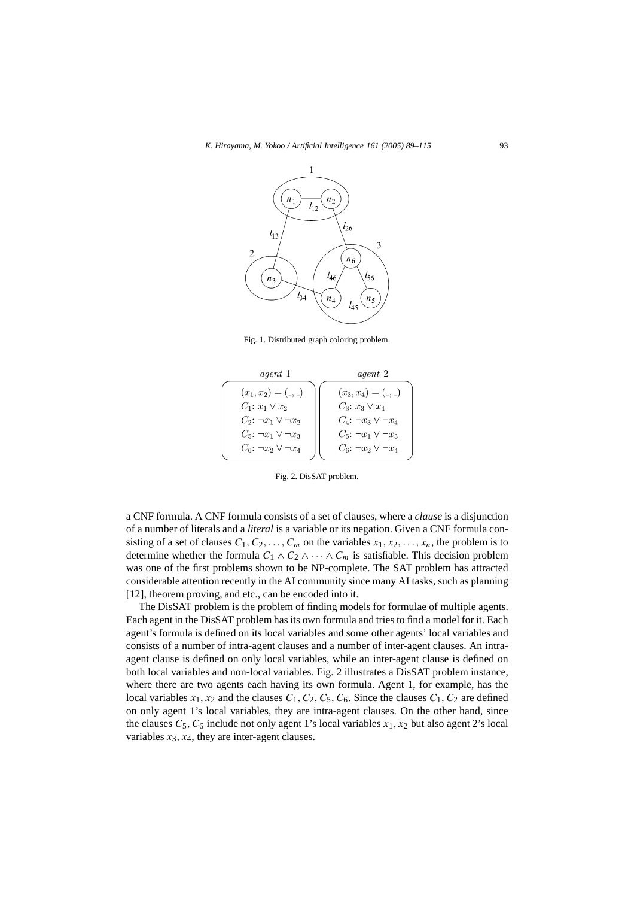Fig. 1. Distributed graph coloring problem.

| agent 1 | agent 2 |
| --- | --- |
| $(x_1, x_2) = (\_, \_)$ | $(x_3, x_4) = (\_, \_)$ |
| $C_1$: $x_1 \vee x_2$ | $C_3$: $x_3 \vee x_4$ |
| $C_2$: $\neg x_1 \vee \neg x_2$ | $C_4$: $\neg x_3 \vee \neg x_4$ |
| $C_5$: $\neg x_1 \vee \neg x_3$ | $C_5$: $\neg x_1 \vee \neg x_3$ |
| $C_6$: $\neg x_2 \vee \neg x_4$ | $C_6$: $\neg x_2 \vee \neg x_4$ |

Fig. 2. DisSAT problem.

a CNF formula. A CNF formula consists of a set of clauses, where a *clause* is a disjunction of a number of literals and a *literal* is a variable or its negation. Given a CNF formula consisting of a set of clauses $C_1, C_2, \ldots, C_m$ on the variables $x_1, x_2, \ldots, x_n$, the problem is to determine whether the formula $C_1 \wedge C_2 \wedge \cdots \wedge C_m$ is satisfiable. This decision problem was one of the first problems shown to be NP-complete. The SAT problem has attracted considerable attention recently in the AI community since many AI tasks, such as planning [12], theorem proving, and etc., can be encoded into it.

The DisSAT problem is the problem of finding models for formulae of multiple agents. Each agent in the DisSAT problem has its own formula and tries to find a model for it. Each agent's formula is defined on its local variables and some other agents' local variables and consists of a number of intra-agent clauses and a number of inter-agent clauses. An intra-agent clause is defined on only local variables, while an inter-agent clause is defined on both local variables and non-local variables. Fig. 2 illustrates a DisSAT problem instance, where there are two agents each having its own formula. Agent 1, for example, has the local variables $x_1, x_2$ and the clauses $C_1, C_2, C_5, C_6$. Since the clauses $C_1, C_2$ are defined on only agent 1's local variables, they are intra-agent clauses. On the other hand, since the clauses $C_5, C_6$ include not only agent 1's local variables $x_1, x_2$ but also agent 2's local variables $x_3, x_4$, they are inter-agent clauses.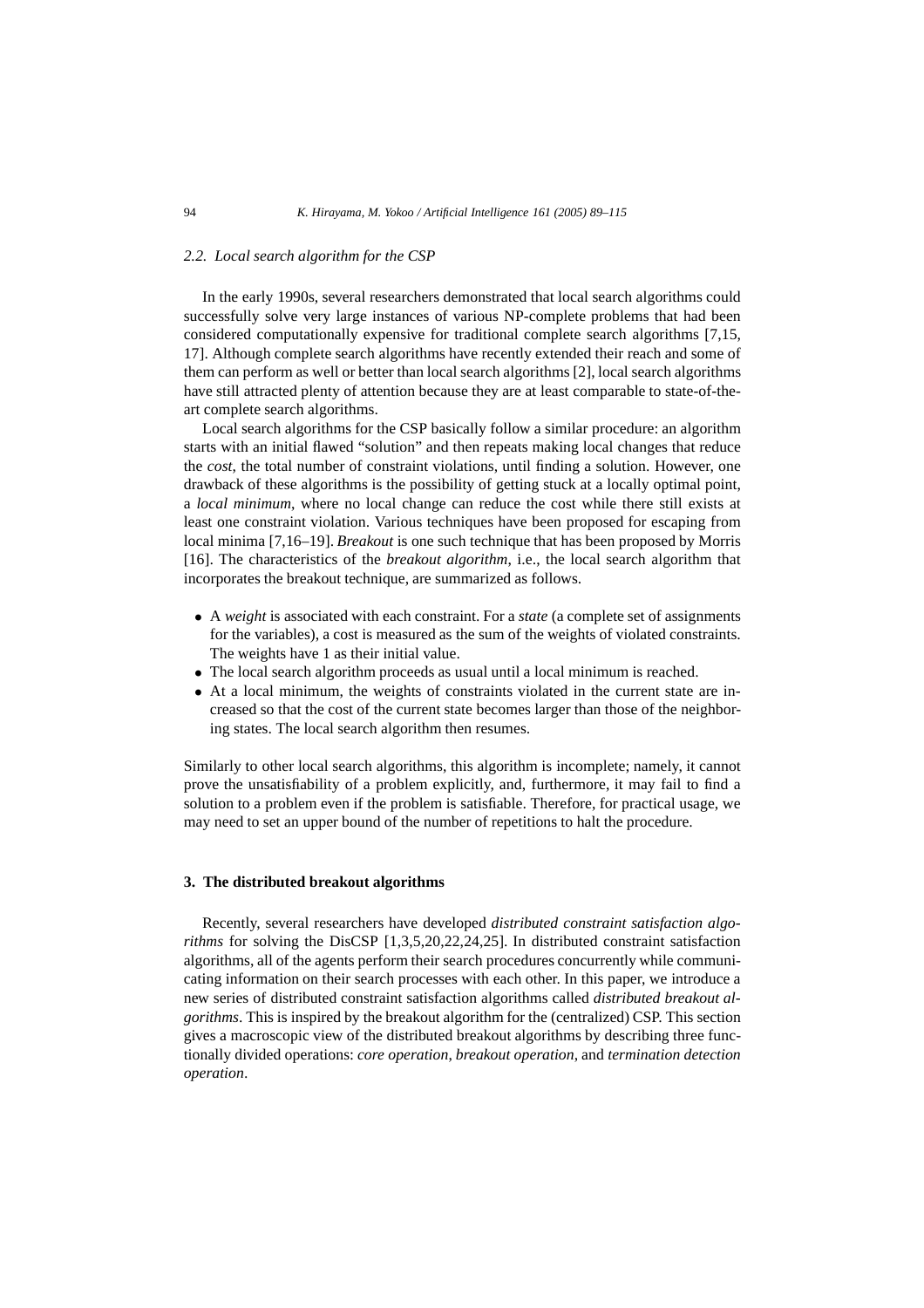### 2.2. Local search algorithm for the CSP

In the early 1990s, several researchers demonstrated that local search algorithms could successfully solve very large instances of various NP-complete problems that had been considered computationally expensive for traditional complete search algorithms [7,15, 17]. Although complete search algorithms have recently extended their reach and some of them can perform as well or better than local search algorithms [2], local search algorithms have still attracted plenty of attention because they are at least comparable to state-of-the-art complete search algorithms.

Local search algorithms for the CSP basically follow a similar procedure: an algorithm starts with an initial flawed "solution" and then repeats making local changes that reduce the *cost*, the total number of constraint violations, until finding a solution. However, one drawback of these algorithms is the possibility of getting stuck at a locally optimal point, a *local minimum*, where no local change can reduce the cost while there still exists at least one constraint violation. Various techniques have been proposed for escaping from local minima [7,16–19]. *Breakout* is one such technique that has been proposed by Morris [16]. The characteristics of the *breakout algorithm*, i.e., the local search algorithm that incorporates the breakout technique, are summarized as follows.

- A *weight* is associated with each constraint. For a *state* (a complete set of assignments for the variables), a cost is measured as the sum of the weights of violated constraints. The weights have 1 as their initial value.
- The local search algorithm proceeds as usual until a local minimum is reached.
- At a local minimum, the weights of constraints violated in the current state are increased so that the cost of the current state becomes larger than those of the neighboring states. The local search algorithm then resumes.

Similarly to other local search algorithms, this algorithm is incomplete; namely, it cannot prove the unsatisfiability of a problem explicitly, and, furthermore, it may fail to find a solution to a problem even if the problem is satisfiable. Therefore, for practical usage, we may need to set an upper bound of the number of repetitions to halt the procedure.

## 3. The distributed breakout algorithms

Recently, several researchers have developed *distributed constraint satisfaction algorithms* for solving the DisCSP [1,3,5,20,22,24,25]. In distributed constraint satisfaction algorithms, all of the agents perform their search procedures concurrently while communicating information on their search processes with each other. In this paper, we introduce a new series of distributed constraint satisfaction algorithms called *distributed breakout algorithms*. This is inspired by the breakout algorithm for the (centralized) CSP. This section gives a macroscopic view of the distributed breakout algorithms by describing three functionally divided operations: *core operation*, *breakout operation*, and *termination detection operation*.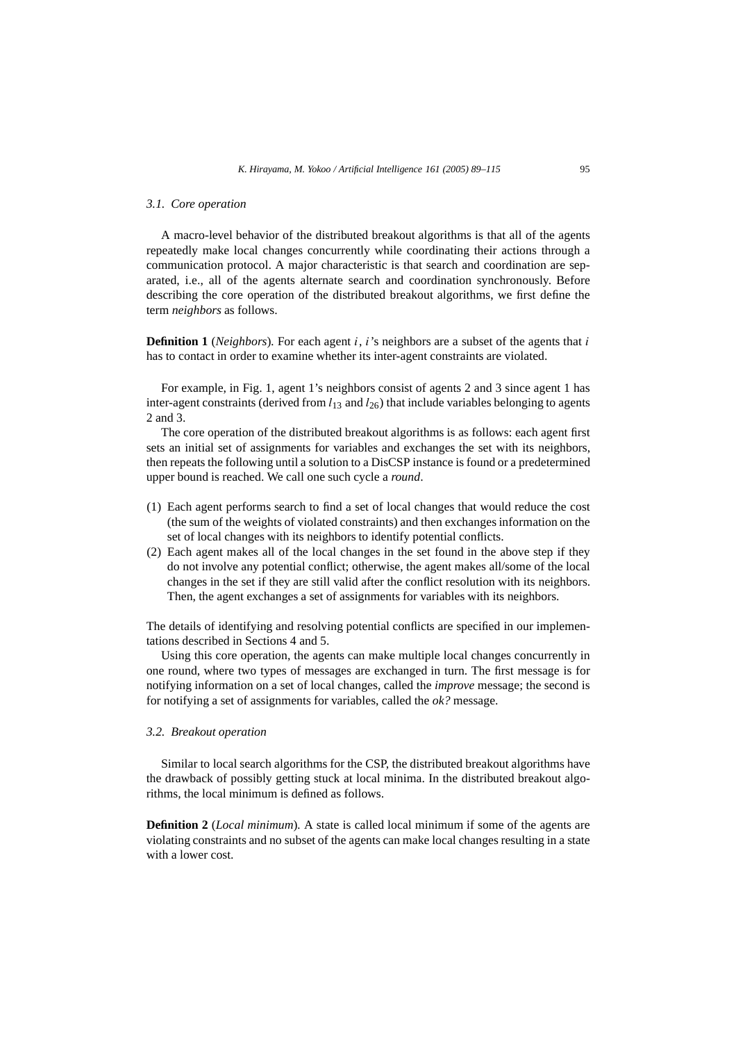### 3.1. Core operation

A macro-level behavior of the distributed breakout algorithms is that all of the agents repeatedly make local changes concurrently while coordinating their actions through a communication protocol. A major characteristic is that search and coordination are separated, i.e., all of the agents alternate search and coordination synchronously. Before describing the core operation of the distributed breakout algorithms, we first define the term *neighbors* as follows.

**Definition 1** (*Neighbors*). For each agent $i$, $i$'s neighbors are a subset of the agents that $i$ has to contact in order to examine whether its inter-agent constraints are violated.

For example, in Fig. 1, agent 1's neighbors consist of agents 2 and 3 since agent 1 has inter-agent constraints (derived from $l_{13}$ and $l_{26}$) that include variables belonging to agents 2 and 3.

The core operation of the distributed breakout algorithms is as follows: each agent first sets an initial set of assignments for variables and exchanges the set with its neighbors, then repeats the following until a solution to a DisCSP instance is found or a predetermined upper bound is reached. We call one such cycle a *round*.

(1) Each agent performs search to find a set of local changes that would reduce the cost (the sum of the weights of violated constraints) and then exchanges information on the set of local changes with its neighbors to identify potential conflicts.
(2) Each agent makes all of the local changes in the set found in the above step if they do not involve any potential conflict; otherwise, the agent makes all/some of the local changes in the set if they are still valid after the conflict resolution with its neighbors. Then, the agent exchanges a set of assignments for variables with its neighbors.

The details of identifying and resolving potential conflicts are specified in our implementations described in Sections 4 and 5.

Using this core operation, the agents can make multiple local changes concurrently in one round, where two types of messages are exchanged in turn. The first message is for notifying information on a set of local changes, called the *improve* message; the second is for notifying a set of assignments for variables, called the *ok?* message.

### 3.2. Breakout operation

Similar to local search algorithms for the CSP, the distributed breakout algorithms have the drawback of possibly getting stuck at local minima. In the distributed breakout algorithms, the local minimum is defined as follows.

**Definition 2** (*Local minimum*). A state is called local minimum if some of the agents are violating constraints and no subset of the agents can make local changes resulting in a state with a lower cost.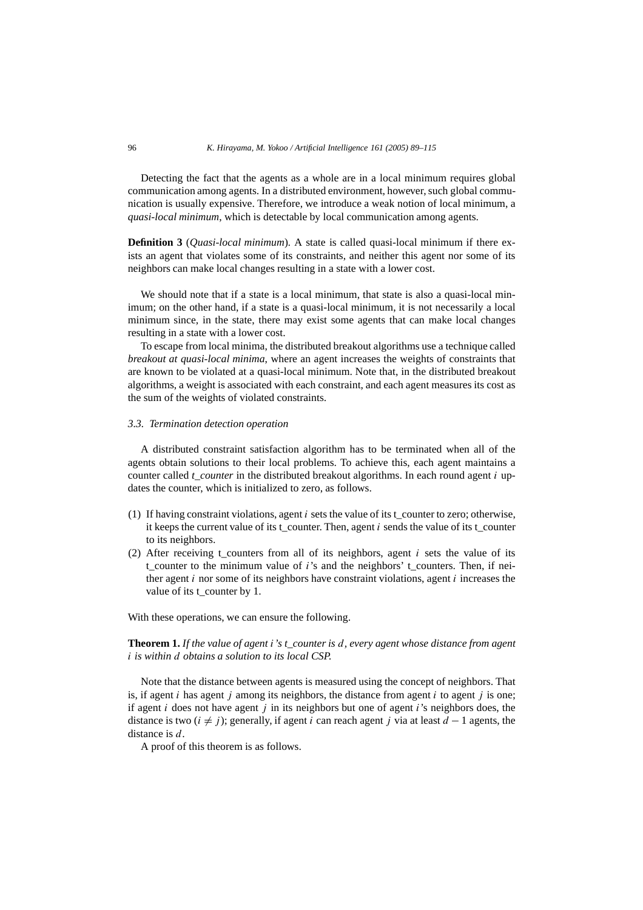Detecting the fact that the agents as a whole are in a local minimum requires global communication among agents. In a distributed environment, however, such global communication is usually expensive. Therefore, we introduce a weak notion of local minimum, a *quasi-local minimum*, which is detectable by local communication among agents.

**Definition 3** (*Quasi-local minimum*). A state is called quasi-local minimum if there exists an agent that violates some of its constraints, and neither this agent nor some of its neighbors can make local changes resulting in a state with a lower cost.

We should note that if a state is a local minimum, that state is also a quasi-local minimum; on the other hand, if a state is a quasi-local minimum, it is not necessarily a local minimum since, in the state, there may exist some agents that can make local changes resulting in a state with a lower cost.

To escape from local minima, the distributed breakout algorithms use a technique called *breakout at quasi-local minima*, where an agent increases the weights of constraints that are known to be violated at a quasi-local minimum. Note that, in the distributed breakout algorithms, a weight is associated with each constraint, and each agent measures its cost as the sum of the weights of violated constraints.

### *3.3. Termination detection operation*

A distributed constraint satisfaction algorithm has to be terminated when all of the agents obtain solutions to their local problems. To achieve this, each agent maintains a counter called *t_counter* in the distributed breakout algorithms. In each round agent $i$ updates the counter, which is initialized to zero, as follows.

(1) If having constraint violations, agent $i$ sets the value of its t_counter to zero; otherwise, it keeps the current value of its t_counter. Then, agent $i$ sends the value of its t_counter to its neighbors.
(2) After receiving t_counters from all of its neighbors, agent $i$ sets the value of its t_counter to the minimum value of $i$'s and the neighbors' t_counters. Then, if neither agent $i$ nor some of its neighbors have constraint violations, agent $i$ increases the value of its t_counter by 1.

With these operations, we can ensure the following.

**Theorem 1.** *If the value of agent $i$'s t_counter is $d$, every agent whose distance from agent $i$ is within $d$ obtains a solution to its local CSP.*

Note that the distance between agents is measured using the concept of neighbors. That is, if agent $i$ has agent $j$ among its neighbors, the distance from agent $i$ to agent $j$ is one; if agent $i$ does not have agent $j$ in its neighbors but one of agent $i$'s neighbors does, the distance is two ($i \neq j$); generally, if agent $i$ can reach agent $j$ via at least $d - 1$ agents, the distance is $d$.

A proof of this theorem is as follows.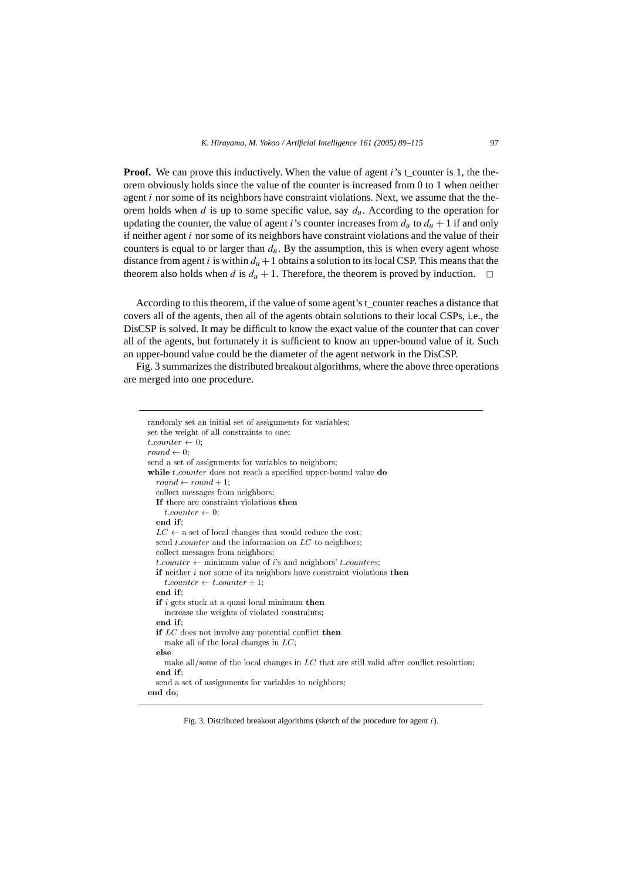**Proof.** We can prove this inductively. When the value of agent $i$'s t_counter is 1, the theorem obviously holds since the value of the counter is increased from 0 to 1 when neither agent $i$ nor some of its neighbors have constraint violations. Next, we assume that the theorem holds when $d$ is up to some specific value, say $d_u$. According to the operation for updating the counter, the value of agent $i$'s counter increases from $d_u$ to $d_u + 1$ if and only if neither agent $i$ nor some of its neighbors have constraint violations and the value of their counters is equal to or larger than $d_u$. By the assumption, this is when every agent whose distance from agent $i$ is within $d_u + 1$ obtains a solution to its local CSP. This means that the theorem also holds when $d$ is $d_u + 1$. Therefore, the theorem is proved by induction. □

According to this theorem, if the value of some agent's t_counter reaches a distance that covers all of the agents, then all of the agents obtain solutions to their local CSPs, i.e., the DisCSP is solved. It may be difficult to know the exact value of the counter that can cover all of the agents, but fortunately it is sufficient to know an upper-bound value of it. Such an upper-bound value could be the diameter of the agent network in the DisCSP.

Fig. 3 summarizes the distributed breakout algorithms, where the above three operations are merged into one procedure.

```
randomly set an initial set of assignments for variables;
set the weight of all constraints to one;
t_counter ← 0;
round ← 0;
send a set of assignments for variables to neighbors;
while t_counter does not reach a specified upper-bound value do
  round ← round + 1;
  collect messages from neighbors;
  If there are constraint violations then
    t_counter ← 0;
  end if;
  LC ← a set of local changes that would reduce the cost;
  send t_counter and the information on LC to neighbors;
  collect messages from neighbors;
  t_counter ← minimum value of i's and neighbors' t_counters;
  if neither i nor some of its neighbors have constraint violations then
    t_counter ← t_counter + 1;
  end if;
  if i gets stuck at a quasi local minimum then
    increase the weights of violated constraints;
  end if;
  if LC does not involve any potential conflict then
    make all of the local changes in LC;
  else
    make all/some of the local changes in LC that are still valid after conflict resolution;
  end if;
  send a set of assignments for variables to neighbors;
end do;
```

Fig. 3. Distributed breakout algorithms (sketch of the procedure for agent $i$).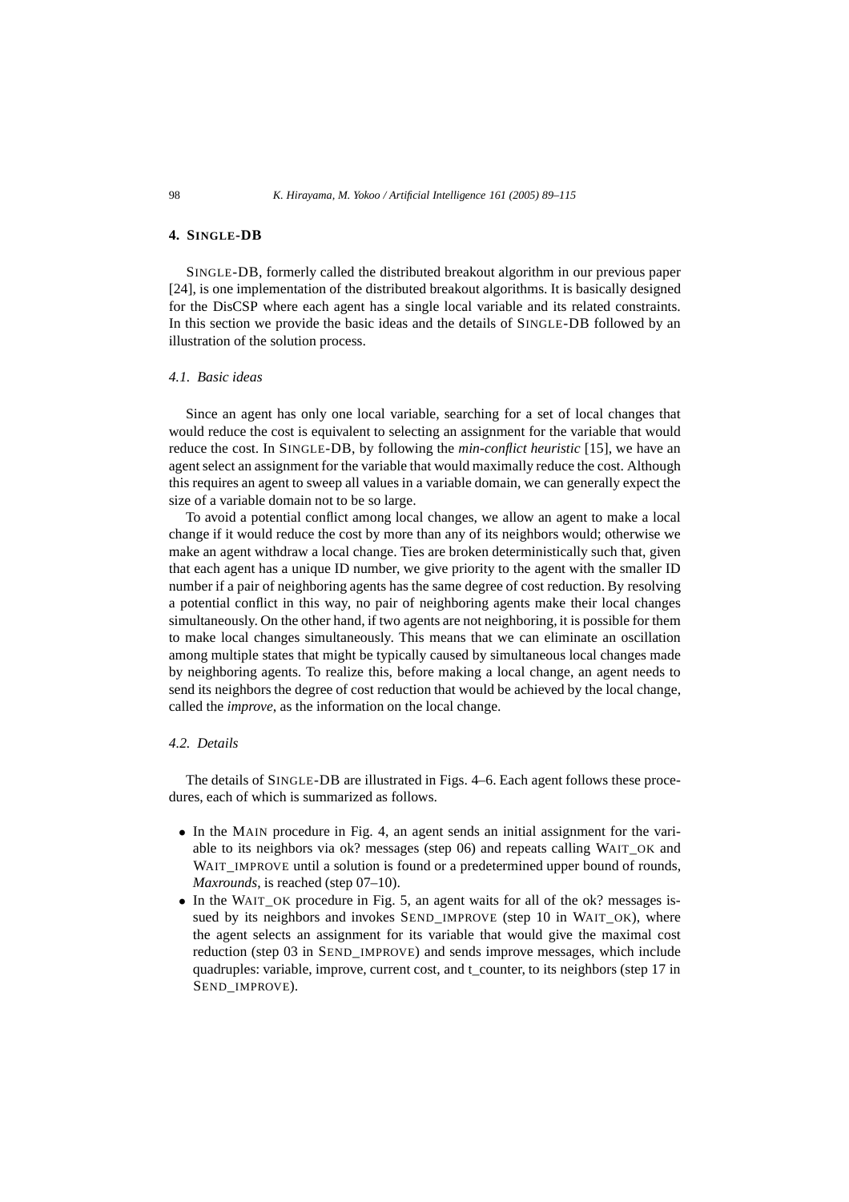## 4. SINGLE-DB

SINGLE-DB, formerly called the distributed breakout algorithm in our previous paper [24], is one implementation of the distributed breakout algorithms. It is basically designed for the DisCSP where each agent has a single local variable and its related constraints. In this section we provide the basic ideas and the details of SINGLE-DB followed by an illustration of the solution process.

### 4.1. Basic ideas

Since an agent has only one local variable, searching for a set of local changes that would reduce the cost is equivalent to selecting an assignment for the variable that would reduce the cost. In SINGLE-DB, by following the *min-conflict heuristic* [15], we have an agent select an assignment for the variable that would maximally reduce the cost. Although this requires an agent to sweep all values in a variable domain, we can generally expect the size of a variable domain not to be so large.

To avoid a potential conflict among local changes, we allow an agent to make a local change if it would reduce the cost by more than any of its neighbors would; otherwise we make an agent withdraw a local change. Ties are broken deterministically such that, given that each agent has a unique ID number, we give priority to the agent with the smaller ID number if a pair of neighboring agents has the same degree of cost reduction. By resolving a potential conflict in this way, no pair of neighboring agents make their local changes simultaneously. On the other hand, if two agents are not neighboring, it is possible for them to make local changes simultaneously. This means that we can eliminate an oscillation among multiple states that might be typically caused by simultaneous local changes made by neighboring agents. To realize this, before making a local change, an agent needs to send its neighbors the degree of cost reduction that would be achieved by the local change, called the *improve*, as the information on the local change.

### 4.2. Details

The details of SINGLE-DB are illustrated in Figs. 4–6. Each agent follows these procedures, each of which is summarized as follows.

- In the MAIN procedure in Fig. 4, an agent sends an initial assignment for the variable to its neighbors via ok? messages (step 06) and repeats calling WAIT_OK and WAIT_IMPROVE until a solution is found or a predetermined upper bound of rounds, *Maxrounds*, is reached (step 07–10).
- In the WAIT_OK procedure in Fig. 5, an agent waits for all of the ok? messages issued by its neighbors and invokes SEND_IMPROVE (step 10 in WAIT_OK), where the agent selects an assignment for its variable that would give the maximal cost reduction (step 03 in SEND_IMPROVE) and sends improve messages, which include quadruples: variable, improve, current cost, and t_counter, to its neighbors (step 17 in SEND_IMPROVE).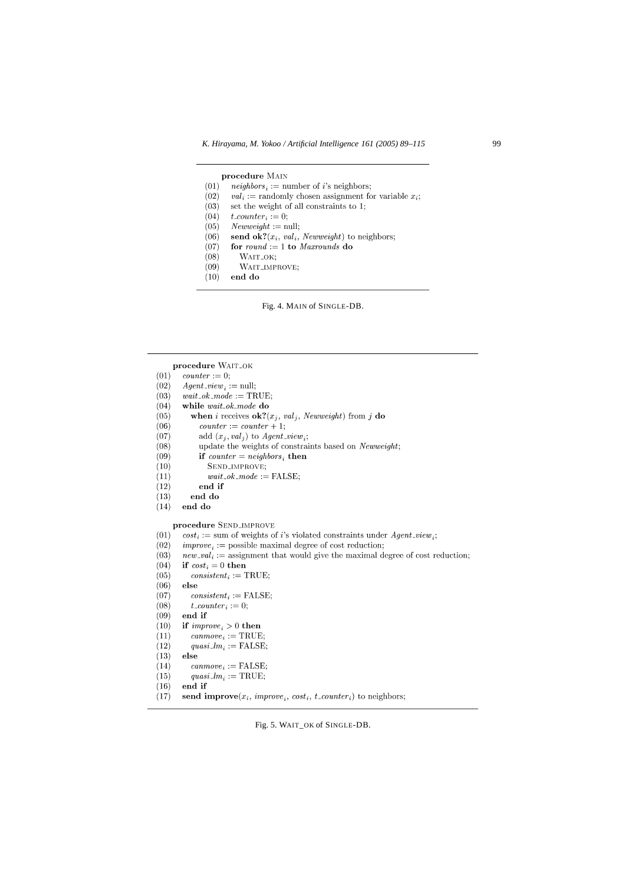```
procedure MAIN
(01)   neighbors_i := number of i's neighbors;
(02)   val_i := randomly chosen assignment for variable x_i;
(03)   set the weight of all constraints to 1;
(04)   t_counter_i := 0;
(05)   Newweight := null;
(06)   send ok?(x_i, val_i, Newweight) to neighbors;
(07)   for round := 1 to Maxrounds do
(08)      WAIT_OK;
(09)      WAIT_IMPROVE;
(10)   end do
```

Fig. 4. MAIN of SINGLE-DB.

```
procedure WAIT_OK
(01)   counter := 0;
(02)   Agent_view_i := null;
(03)   wait_ok_mode := TRUE;
(04)   while wait_ok_mode do
(05)      when i receives ok?(x_j, val_j, Newweight) from j do
(06)         counter := counter + 1;
(07)         add (x_j, val_j) to Agent_view_i;
(08)         update the weights of constraints based on Newweight;
(09)         if counter = neighbors_i then
(10)            SEND_IMPROVE;
(11)            wait_ok_mode := FALSE;
(12)         end if
(13)      end do
(14)   end do

procedure SEND_IMPROVE
(01)   cost_i := sum of weights of i's violated constraints under Agent_view_i;
(02)   improve_i := possible maximal degree of cost reduction;
(03)   new_val_i := assignment that would give the maximal degree of cost reduction;
(04)   if cost_i = 0 then
(05)      consistent_i := TRUE;
(06)   else
(07)      consistent_i := FALSE;
(08)      t_counter_i := 0;
(09)   end if
(10)   if improve_i > 0 then
(11)      canmove_i := TRUE;
(12)      quasi_lm_i := FALSE;
(13)   else
(14)      canmove_i := FALSE;
(15)      quasi_lm_i := TRUE;
(16)   end if
(17)   send improve(x_i, improve_i, cost_i, t_counter_i) to neighbors;
```

Fig. 5. WAIT_OK of SINGLE-DB.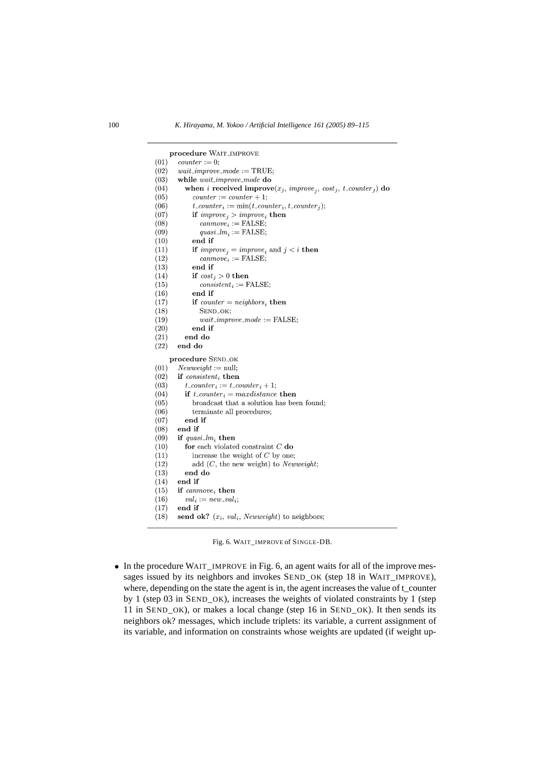```
procedure WAIT_IMPROVE
(01)  counter := 0;
(02)  wait_improve_mode := TRUE;
(03)  while wait_improve_mode do
(04)    when i received improve(x_j, improve_j, cost_j, t_counter_j) do
(05)      counter := counter + 1;
(06)      t_counter_i := min(t_counter_i, t_counter_j);
(07)      if improve_j > improve_i then
(08)        canmove_i := FALSE;
(09)        quasi_lm_i := FALSE;
(10)      end if
(11)      if improve_j = improve_i and j < i then
(12)        canmove_i := FALSE;
(13)      end if
(14)      if cost_j > 0 then
(15)        consistent_i := FALSE;
(16)      end if
(17)      if counter = neighbors_i then
(18)        SEND_OK;
(19)        wait_improve_mode := FALSE;
(20)      end if
(21)    end do
(22)  end do

procedure SEND_OK
(01)  Newweight := null;
(02)  if consistent_i then
(03)    t_counter_i := t_counter_i + 1;
(04)    if t_counter_i = maxdistance then
(05)      broadcast that a solution has been found;
(06)      terminate all procedures;
(07)    end if
(08)  end if
(09)  if quasi_lm_i then
(10)    for each violated constraint C do
(11)      increase the weight of C by one;
(12)      add (C, the new weight) to Newweight;
(13)    end do
(14)  end if
(15)  if canmove_i then
(16)    val_i := new_val_i;
(17)  end if
(18)  send ok? (x_i, val_i, Newweight) to neighbors;
```

Fig. 6. WAIT_IMPROVE of SINGLE-DB.

- In the procedure WAIT_IMPROVE in Fig. 6, an agent waits for all of the improve messages issued by its neighbors and invokes SEND_OK (step 18 in WAIT_IMPROVE), where, depending on the state the agent is in, the agent increases the value of t_counter by 1 (step 03 in SEND_OK), increases the weights of violated constraints by 1 (step 11 in SEND_OK), or makes a local change (step 16 in SEND_OK). It then sends its neighbors ok? messages, which include triplets: its variable, a current assignment of its variable, and information on constraints whose weights are updated (if weight up-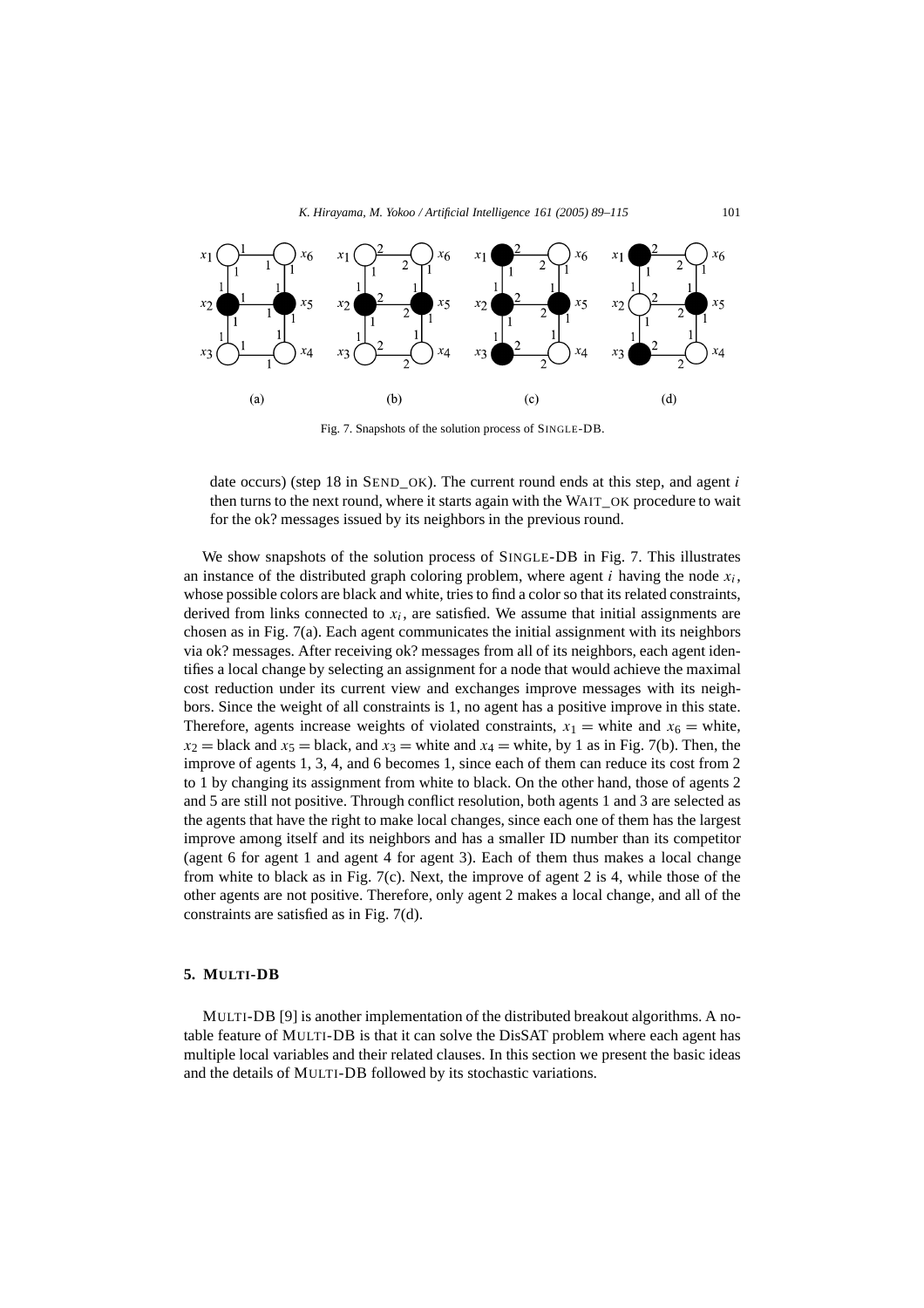Fig. 7. Snapshots of the solution process of SINGLE-DB.

date occurs) (step 18 in SEND_OK). The current round ends at this step, and agent $i$ then turns to the next round, where it starts again with the WAIT_OK procedure to wait for the ok? messages issued by its neighbors in the previous round.

We show snapshots of the solution process of SINGLE-DB in Fig. 7. This illustrates an instance of the distributed graph coloring problem, where agent $i$ having the node $x_i$, whose possible colors are black and white, tries to find a color so that its related constraints, derived from links connected to $x_i$, are satisfied. We assume that initial assignments are chosen as in Fig. 7(a). Each agent communicates the initial assignment with its neighbors via ok? messages. After receiving ok? messages from all of its neighbors, each agent identifies a local change by selecting an assignment for a node that would achieve the maximal cost reduction under its current view and exchanges improve messages with its neighbors. Since the weight of all constraints is 1, no agent has a positive improve in this state. Therefore, agents increase weights of violated constraints, $x_1 =$ white and $x_6 =$ white, $x_2 =$ black and $x_5 =$ black, and $x_3 =$ white and $x_4 =$ white, by 1 as in Fig. 7(b). Then, the improve of agents 1, 3, 4, and 6 becomes 1, since each of them can reduce its cost from 2 to 1 by changing its assignment from white to black. On the other hand, those of agents 2 and 5 are still not positive. Through conflict resolution, both agents 1 and 3 are selected as the agents that have the right to make local changes, since each one of them has the largest improve among itself and its neighbors and has a smaller ID number than its competitor (agent 6 for agent 1 and agent 4 for agent 3). Each of them thus makes a local change from white to black as in Fig. 7(c). Next, the improve of agent 2 is 4, while those of the other agents are not positive. Therefore, only agent 2 makes a local change, and all of the constraints are satisfied as in Fig. 7(d).

## 5. MULTI-DB

MULTI-DB [9] is another implementation of the distributed breakout algorithms. A notable feature of MULTI-DB is that it can solve the DisSAT problem where each agent has multiple local variables and their related clauses. In this section we present the basic ideas and the details of MULTI-DB followed by its stochastic variations.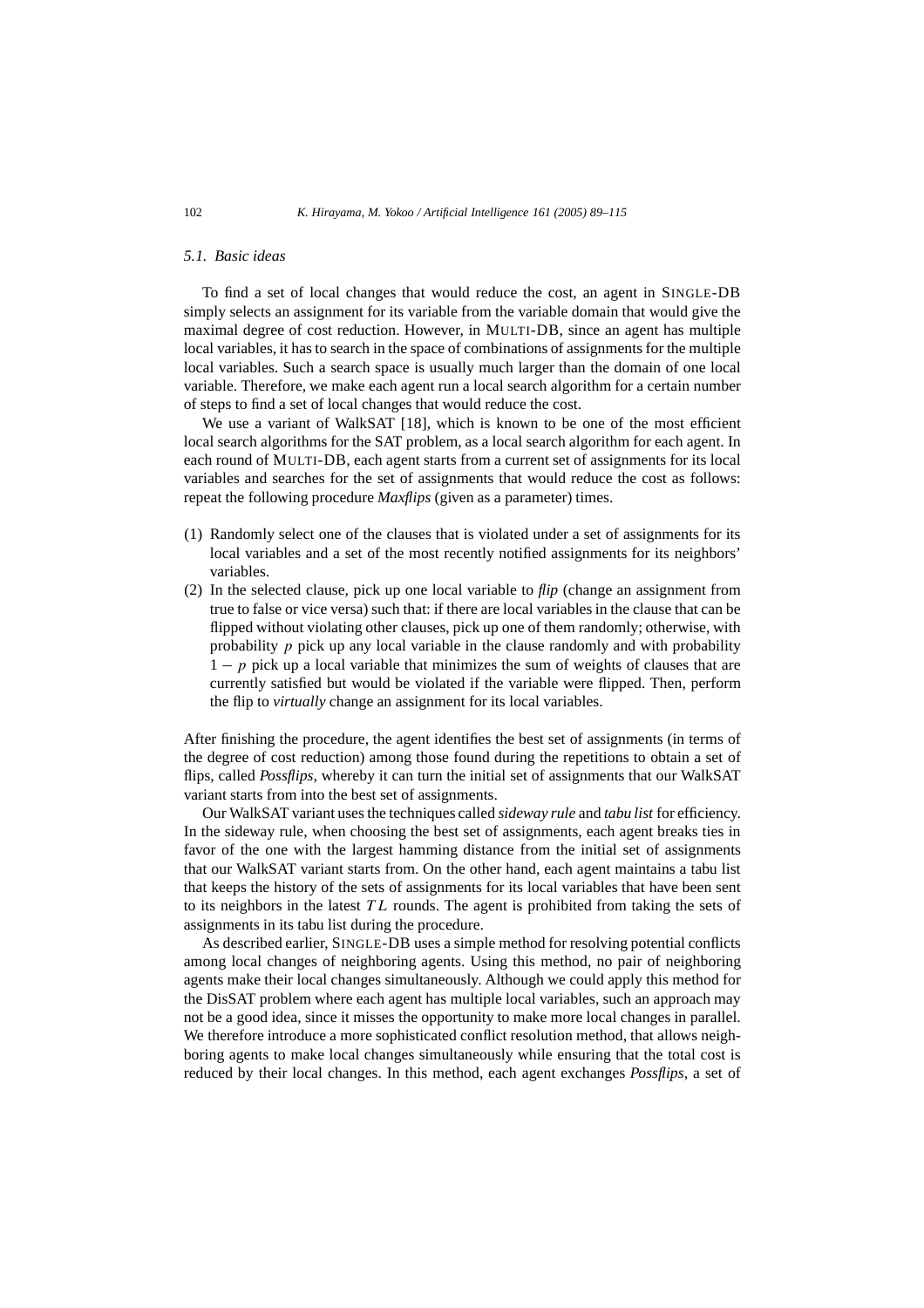### 5.1. Basic ideas

To find a set of local changes that would reduce the cost, an agent in SINGLE-DB simply selects an assignment for its variable from the variable domain that would give the maximal degree of cost reduction. However, in MULTI-DB, since an agent has multiple local variables, it has to search in the space of combinations of assignments for the multiple local variables. Such a search space is usually much larger than the domain of one local variable. Therefore, we make each agent run a local search algorithm for a certain number of steps to find a set of local changes that would reduce the cost.

We use a variant of WalkSAT [18], which is known to be one of the most efficient local search algorithms for the SAT problem, as a local search algorithm for each agent. In each round of MULTI-DB, each agent starts from a current set of assignments for its local variables and searches for the set of assignments that would reduce the cost as follows: repeat the following procedure *Maxflips* (given as a parameter) times.

(1) Randomly select one of the clauses that is violated under a set of assignments for its local variables and a set of the most recently notified assignments for its neighbors' variables.
(2) In the selected clause, pick up one local variable to *flip* (change an assignment from true to false or vice versa) such that: if there are local variables in the clause that can be flipped without violating other clauses, pick up one of them randomly; otherwise, with probability $p$ pick up any local variable in the clause randomly and with probability $1 - p$ pick up a local variable that minimizes the sum of weights of clauses that are currently satisfied but would be violated if the variable were flipped. Then, perform the flip to *virtually* change an assignment for its local variables.

After finishing the procedure, the agent identifies the best set of assignments (in terms of the degree of cost reduction) among those found during the repetitions to obtain a set of flips, called *Possflips*, whereby it can turn the initial set of assignments that our WalkSAT variant starts from into the best set of assignments.

Our WalkSAT variant uses the techniques called *sideway rule* and *tabu list* for efficiency. In the sideway rule, when choosing the best set of assignments, each agent breaks ties in favor of the one with the largest hamming distance from the initial set of assignments that our WalkSAT variant starts from. On the other hand, each agent maintains a tabu list that keeps the history of the sets of assignments for its local variables that have been sent to its neighbors in the latest $TL$ rounds. The agent is prohibited from taking the sets of assignments in its tabu list during the procedure.

As described earlier, SINGLE-DB uses a simple method for resolving potential conflicts among local changes of neighboring agents. Using this method, no pair of neighboring agents make their local changes simultaneously. Although we could apply this method for the DisSAT problem where each agent has multiple local variables, such an approach may not be a good idea, since it misses the opportunity to make more local changes in parallel. We therefore introduce a more sophisticated conflict resolution method, that allows neighboring agents to make local changes simultaneously while ensuring that the total cost is reduced by their local changes. In this method, each agent exchanges *Possflips*, a set of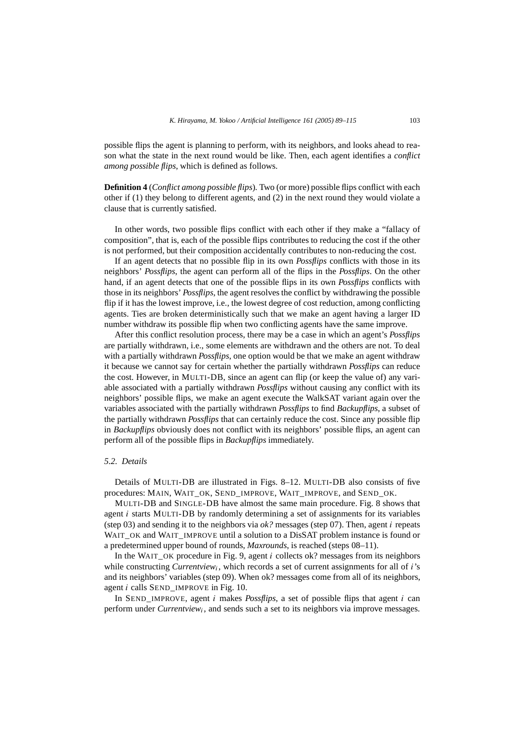possible flips the agent is planning to perform, with its neighbors, and looks ahead to reason what the state in the next round would be like. Then, each agent identifies a *conflict among possible flips*, which is defined as follows.

**Definition 4** (*Conflict among possible flips*). Two (or more) possible flips conflict with each other if (1) they belong to different agents, and (2) in the next round they would violate a clause that is currently satisfied.

In other words, two possible flips conflict with each other if they make a "fallacy of composition", that is, each of the possible flips contributes to reducing the cost if the other is not performed, but their composition accidentally contributes to non-reducing the cost.

If an agent detects that no possible flip in its own *Possflips* conflicts with those in its neighbors' *Possflips*, the agent can perform all of the flips in the *Possflips*. On the other hand, if an agent detects that one of the possible flips in its own *Possflips* conflicts with those in its neighbors' *Possflips*, the agent resolves the conflict by withdrawing the possible flip if it has the lowest improve, i.e., the lowest degree of cost reduction, among conflicting agents. Ties are broken deterministically such that we make an agent having a larger ID number withdraw its possible flip when two conflicting agents have the same improve.

After this conflict resolution process, there may be a case in which an agent's *Possflips* are partially withdrawn, i.e., some elements are withdrawn and the others are not. To deal with a partially withdrawn *Possflips*, one option would be that we make an agent withdraw it because we cannot say for certain whether the partially withdrawn *Possflips* can reduce the cost. However, in MULTI-DB, since an agent can flip (or keep the value of) any variable associated with a partially withdrawn *Possflips* without causing any conflict with its neighbors' possible flips, we make an agent execute the WalkSAT variant again over the variables associated with the partially withdrawn *Possflips* to find *Backupflips*, a subset of the partially withdrawn *Possflips* that can certainly reduce the cost. Since any possible flip in *Backupflips* obviously does not conflict with its neighbors' possible flips, an agent can perform all of the possible flips in *Backupflips* immediately.

### *5.2. Details*

Details of MULTI-DB are illustrated in Figs. 8–12. MULTI-DB also consists of five procedures: MAIN, WAIT_OK, SEND_IMPROVE, WAIT_IMPROVE, and SEND_OK.

MULTI-DB and SINGLE-DB have almost the same main procedure. Fig. 8 shows that agent $i$ starts MULTI-DB by randomly determining a set of assignments for its variables (step 03) and sending it to the neighbors via *ok?* messages (step 07). Then, agent $i$ repeats WAIT_OK and WAIT_IMPROVE until a solution to a DisSAT problem instance is found or a predetermined upper bound of rounds, *Maxrounds*, is reached (steps 08–11).

In the WAIT_OK procedure in Fig. 9, agent $i$ collects ok? messages from its neighbors while constructing $\mathit{Currentview}_i$, which records a set of current assignments for all of $i$'s and its neighbors' variables (step 09). When ok? messages come from all of its neighbors, agent $i$ calls SEND_IMPROVE in Fig. 10.

In SEND_IMPROVE, agent $i$ makes *Possflips*, a set of possible flips that agent $i$ can perform under $\mathit{Currentview}_i$, and sends such a set to its neighbors via improve messages.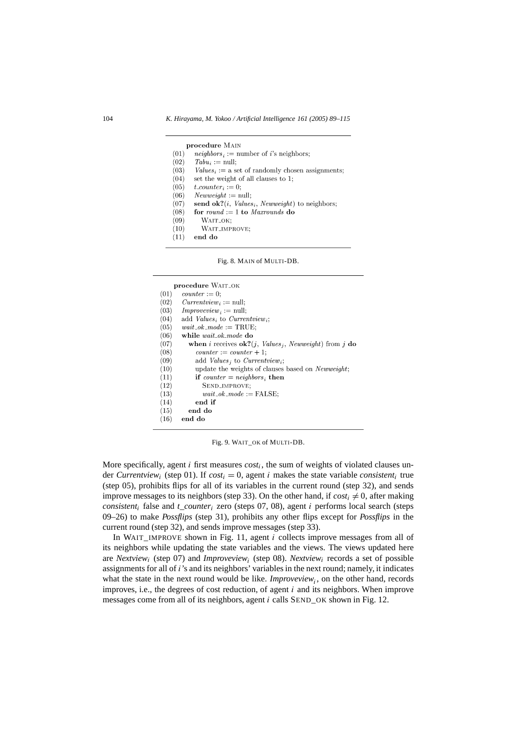```
        procedure MAIN
(01)      neighbors_i := number of i's neighbors;
(02)      Tabu_i := null;
(03)      Values_i := a set of randomly chosen assignments;
(04)      set the weight of all clauses to 1;
(05)      t_counter_i := 0;
(06)      Newweight := null;
(07)      send ok?(i, Values_i, Newweight) to neighbors;
(08)      for round := 1 to Maxrounds do
(09)        WAIT_OK;
(10)        WAIT_IMPROVE;
(11)      end do
```

Fig. 8. MAIN of MULTI-DB.

```
        procedure WAIT_OK
(01)      counter := 0;
(02)      Currentview_i := null;
(03)      Improveview_i := null;
(04)      add Values_i to Currentview_i;
(05)      wait_ok_mode := TRUE;
(06)      while wait_ok_mode do
(07)        when i receives ok?(j, Values_j, Newweight) from j do
(08)          counter := counter + 1;
(09)          add Values_j to Currentview_i;
(10)          update the weights of clauses based on Newweight;
(11)          if counter = neighbors_i then
(12)            SEND_IMPROVE;
(13)            wait_ok_mode := FALSE;
(14)          end if
(15)        end do
(16)      end do
```

Fig. 9. WAIT_OK of MULTI-DB.

More specifically, agent $i$ first measures $cost_i$, the sum of weights of violated clauses under $Currentview_i$ (step 01). If $cost_i = 0$, agent $i$ makes the state variable $consistent_i$ true (step 05), prohibits flips for all of its variables in the current round (step 32), and sends improve messages to its neighbors (step 33). On the other hand, if $cost_i \neq 0$, after making $consistent_i$ false and $t\_counter_i$ zero (steps 07, 08), agent $i$ performs local search (steps 09–26) to make *Possflips* (step 31), prohibits any other flips except for *Possflips* in the current round (step 32), and sends improve messages (step 33).

In WAIT_IMPROVE shown in Fig. 11, agent $i$ collects improve messages from all of its neighbors while updating the state variables and the views. The views updated here are $Nextview_i$ (step 07) and $Improveview_i$ (step 08). $Nextview_i$ records a set of possible assignments for all of $i$'s and its neighbors' variables in the next round; namely, it indicates what the state in the next round would be like. $Improveview_i$, on the other hand, records improves, i.e., the degrees of cost reduction, of agent $i$ and its neighbors. When improve messages come from all of its neighbors, agent $i$ calls SEND_OK shown in Fig. 12.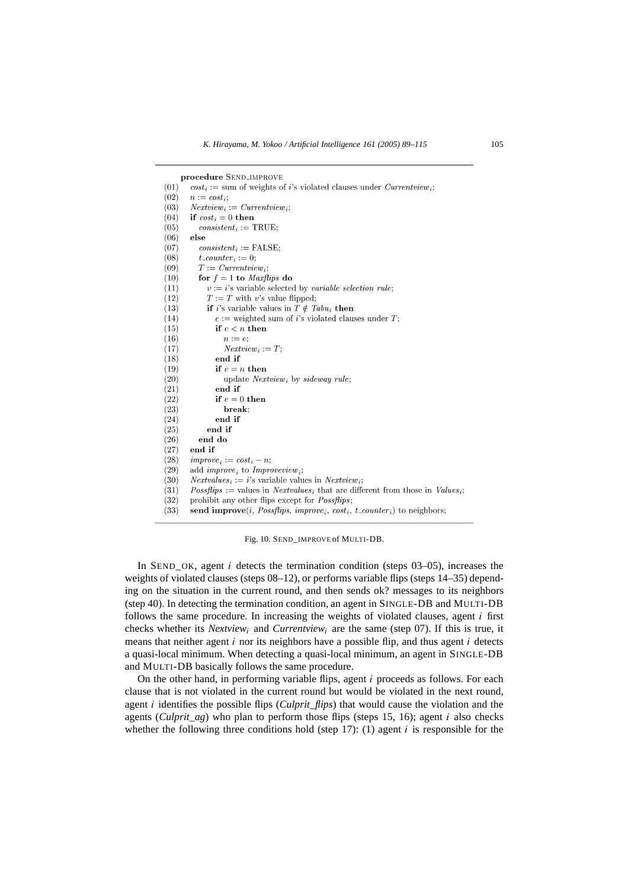```
procedure SEND_IMPROVE
(01)  cost_i := sum of weights of i's violated clauses under Currentview_i;
(02)  n := cost_i;
(03)  Nextview_i := Currentview_i;
(04)  if cost_i = 0 then
(05)    consistent_i := TRUE;
(06)  else
(07)    consistent_i := FALSE;
(08)    t_counter_i := 0;
(09)    T := Currentview_i;
(10)    for f = 1 to Maxflips do
(11)      v := i's variable selected by variable selection rule;
(12)      T := T with v's value flipped;
(13)      if i's variable values in T ∉ Tabu_i then
(14)        e := weighted sum of i's violated clauses under T;
(15)        if e < n then
(16)          n := e;
(17)          Nextview_i := T;
(18)        end if
(19)        if e = n then
(20)          update Nextview_i by sideway rule;
(21)        end if
(22)        if e = 0 then
(23)          break;
(24)        end if
(25)      end if
(26)    end do
(27)  end if
(28)  improve_i := cost_i − n;
(29)  add improve_i to Improveview_i;
(30)  Nextvalues_i := i's variable values in Nextview_i;
(31)  Possflips := values in Nextvalues_i that are different from those in Values_i;
(32)  prohibit any other flips except for Possflips;
(33)  send improve(i, Possflips, improve_i, cost_i, t_counter_i) to neighbors;
```

Fig. 10. SEND_IMPROVE of MULTI-DB.

In SEND_OK, agent $i$ detects the termination condition (steps 03–05), increases the weights of violated clauses (steps 08–12), or performs variable flips (steps 14–35) depending on the situation in the current round, and then sends ok? messages to its neighbors (step 40). In detecting the termination condition, an agent in SINGLE-DB and MULTI-DB follows the same procedure. In increasing the weights of violated clauses, agent $i$ first checks whether its $Nextview_i$ and $Currentview_i$ are the same (step 07). If this is true, it means that neither agent $i$ nor its neighbors have a possible flip, and thus agent $i$ detects a quasi-local minimum. When detecting a quasi-local minimum, an agent in SINGLE-DB and MULTI-DB basically follows the same procedure.

On the other hand, in performing variable flips, agent $i$ proceeds as follows. For each clause that is not violated in the current round but would be violated in the next round, agent $i$ identifies the possible flips (*Culprit_flips*) that would cause the violation and the agents (*Culprit_ag*) who plan to perform those flips (steps 15, 16); agent $i$ also checks whether the following three conditions hold (step 17): (1) agent $i$ is responsible for the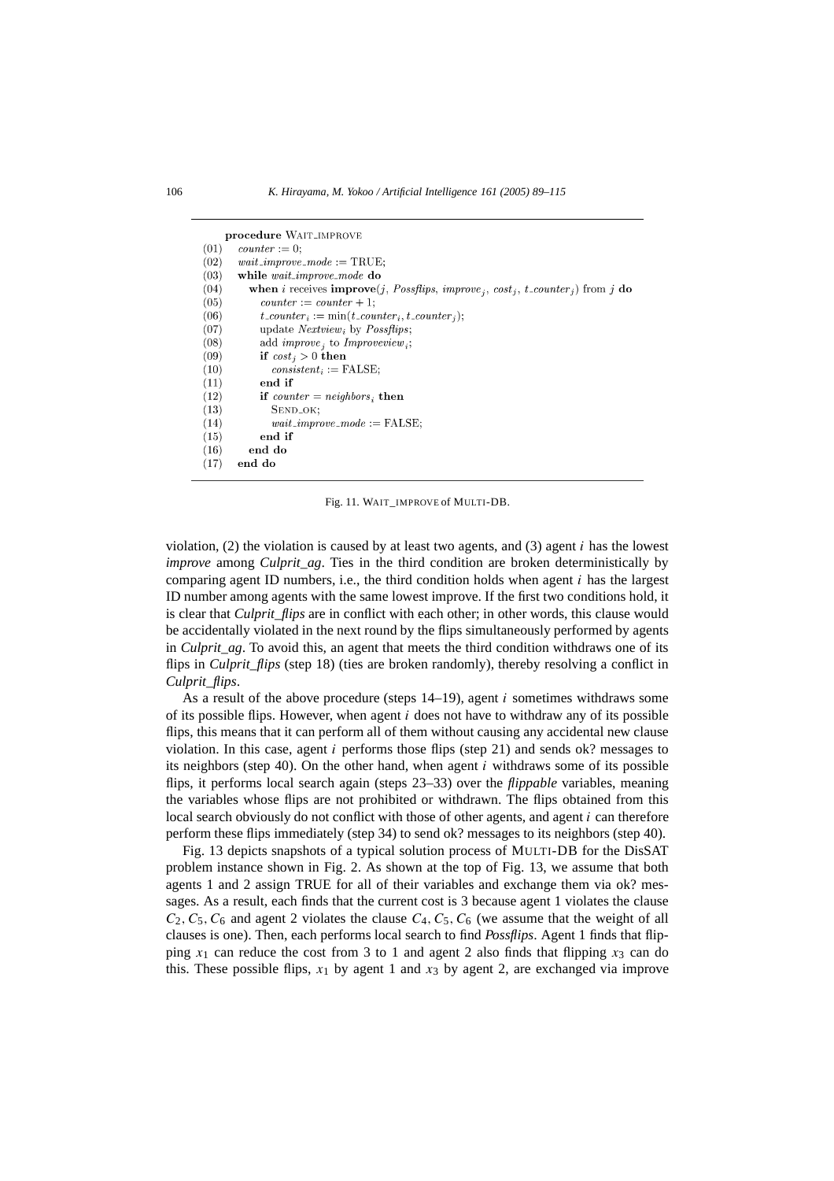```
     procedure WAIT_IMPROVE
(01)   counter := 0;
(02)   wait_improve_mode := TRUE;
(03)   while wait_improve_mode do
(04)     when i receives improve(j, Possflips, improve_j, cost_j, t_counter_j) from j do
(05)       counter := counter + 1;
(06)       t_counter_i := min(t_counter_i, t_counter_j);
(07)       update Nextview_i by Possflips;
(08)       add improve_j to Improveview_i;
(09)       if cost_j > 0 then
(10)         consistent_i := FALSE;
(11)       end if
(12)       if counter = neighbors_i then
(13)         SEND_OK;
(14)         wait_improve_mode := FALSE;
(15)       end if
(16)     end do
(17)   end do
```

Fig. 11. WAIT_IMPROVE of MULTI-DB.

violation, (2) the violation is caused by at least two agents, and (3) agent $i$ has the lowest *improve* among *Culprit_ag*. Ties in the third condition are broken deterministically by comparing agent ID numbers, i.e., the third condition holds when agent $i$ has the largest ID number among agents with the same lowest improve. If the first two conditions hold, it is clear that *Culprit_flips* are in conflict with each other; in other words, this clause would be accidentally violated in the next round by the flips simultaneously performed by agents in *Culprit_ag*. To avoid this, an agent that meets the third condition withdraws one of its flips in *Culprit_flips* (step 18) (ties are broken randomly), thereby resolving a conflict in *Culprit_flips*.

As a result of the above procedure (steps 14–19), agent $i$ sometimes withdraws some of its possible flips. However, when agent $i$ does not have to withdraw any of its possible flips, this means that it can perform all of them without causing any accidental new clause violation. In this case, agent $i$ performs those flips (step 21) and sends ok? messages to its neighbors (step 40). On the other hand, when agent $i$ withdraws some of its possible flips, it performs local search again (steps 23–33) over the *flippable* variables, meaning the variables whose flips are not prohibited or withdrawn. The flips obtained from this local search obviously do not conflict with those of other agents, and agent $i$ can therefore perform these flips immediately (step 34) to send ok? messages to its neighbors (step 40).

Fig. 13 depicts snapshots of a typical solution process of MULTI-DB for the DisSAT problem instance shown in Fig. 2. As shown at the top of Fig. 13, we assume that both agents 1 and 2 assign TRUE for all of their variables and exchange them via ok? messages. As a result, each finds that the current cost is 3 because agent 1 violates the clause $C_2, C_5, C_6$ and agent 2 violates the clause $C_4, C_5, C_6$ (we assume that the weight of all clauses is one). Then, each performs local search to find *Possflips*. Agent 1 finds that flipping $x_1$ can reduce the cost from 3 to 1 and agent 2 also finds that flipping $x_3$ can do this. These possible flips, $x_1$ by agent 1 and $x_3$ by agent 2, are exchanged via improve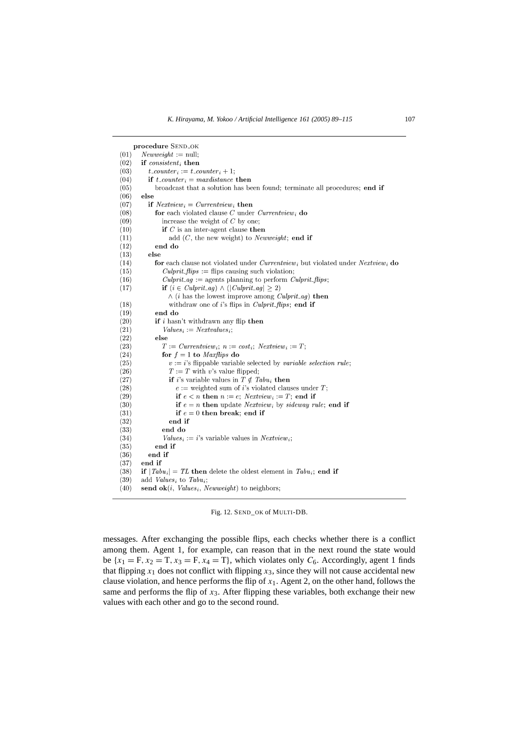```
procedure SEND_OK
(01)  Newweight := null;
(02)  if consistent_i then
(03)     t_counter_i := t_counter_i + 1;
(04)     if t_counter_i = maxdistance then
(05)        broadcast that a solution has been found; terminate all procedures; end if
(06)  else
(07)     if Nextview_i = Currentview_i then
(08)        for each violated clause C under Currentview_i do
(09)           increase the weight of C by one;
(10)           if C is an inter-agent clause then
(11)              add (C, the new weight) to Newweight; end if
(12)        end do
(13)     else
(14)        for each clause not violated under Currentview_i but violated under Nextview_i do
(15)           Culprit_flips := flips causing such violation;
(16)           Culprit_ag := agents planning to perform Culprit_flips;
(17)           if (i ∈ Culprit_ag) ∧ (|Culprit_ag| ≥ 2)
                  ∧ (i has the lowest improve among Culprit_ag) then
(18)              withdraw one of i's flips in Culprit_flips; end if
(19)        end do
(20)        if i hasn't withdrawn any flip then
(21)           Values_i := Nextvalues_i;
(22)        else
(23)           T := Currentview_i; n := cost_i; Nextview_i := T;
(24)           for f = 1 to Maxflips do
(25)              v := i's flippable variable selected by variable selection rule;
(26)              T := T with v's value flipped;
(27)              if i's variable values in T ∉ Tabu_i then
(28)                 e := weighted sum of i's violated clauses under T;
(29)                 if e < n then n := e; Nextview_i := T; end if
(30)                 if e = n then update Nextview_i by sideway rule; end if
(31)                 if e = 0 then break; end if
(32)              end if
(33)           end do
(34)           Values_i := i's variable values in Nextview_i;
(35)        end if
(36)     end if
(37)  end if
(38)  if |Tabu_i| = TL then delete the oldest element in Tabu_i; end if
(39)  add Values_i to Tabu_i;
(40)  send ok(i, Values_i, Newweight) to neighbors;
```

Fig. 12. SEND_OK of MULTI-DB.

messages. After exchanging the possible flips, each checks whether there is a conflict among them. Agent 1, for example, can reason that in the next round the state would be $\{x_1 = \mathrm{F}, x_2 = \mathrm{T}, x_3 = \mathrm{F}, x_4 = \mathrm{T}\}$, which violates only $C_6$. Accordingly, agent 1 finds that flipping $x_1$ does not conflict with flipping $x_3$, since they will not cause accidental new clause violation, and hence performs the flip of $x_1$. Agent 2, on the other hand, follows the same and performs the flip of $x_3$. After flipping these variables, both exchange their new values with each other and go to the second round.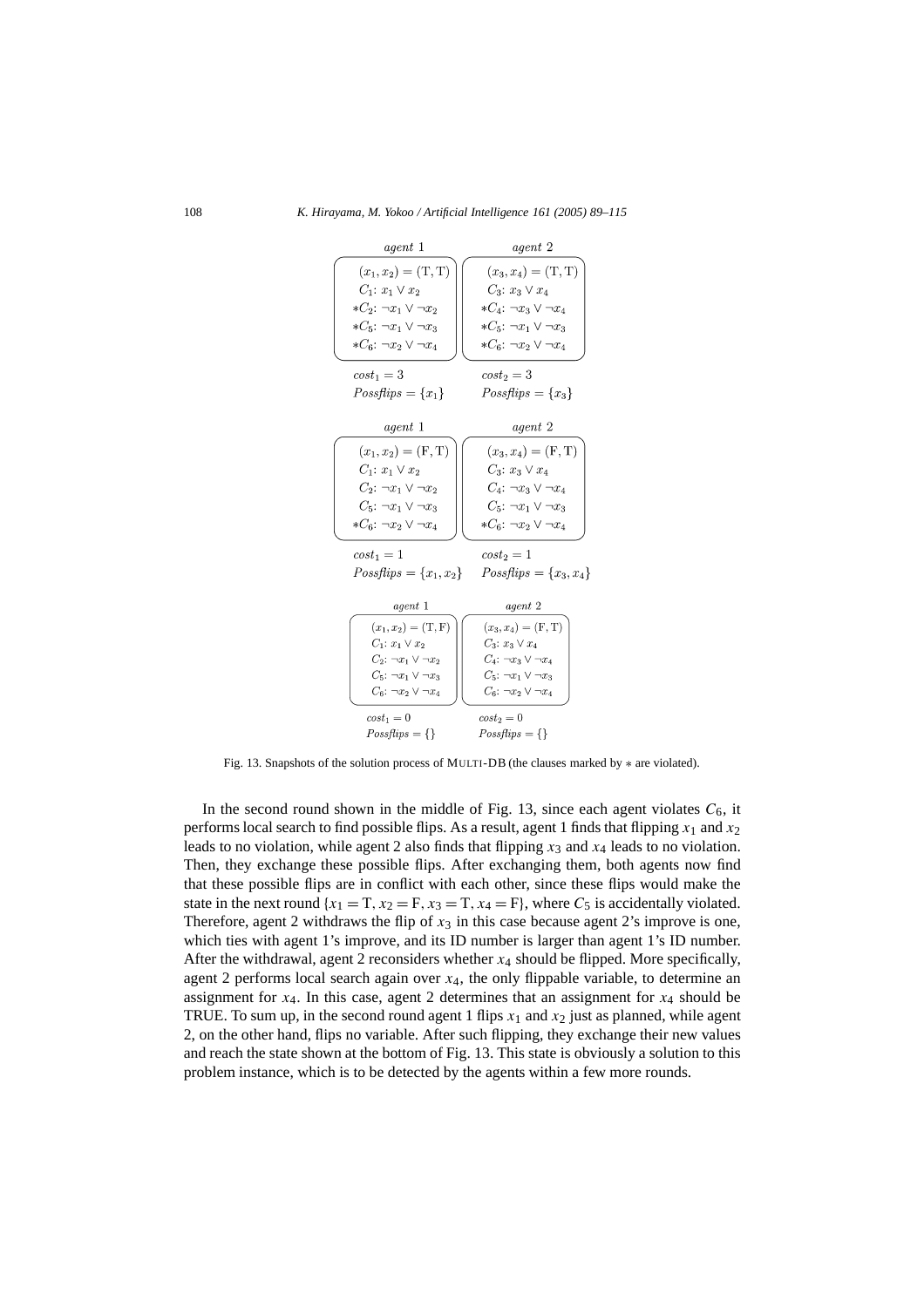| *agent* 1 | *agent* 2 |
|---|---|
| $(x_1, x_2) = (\mathrm{T}, \mathrm{T})$ | $(x_3, x_4) = (\mathrm{T}, \mathrm{T})$ |
| $C_1$: $x_1 \vee x_2$ | $C_3$: $x_3 \vee x_4$ |
| $*C_2$: $\neg x_1 \vee \neg x_2$ | $*C_4$: $\neg x_3 \vee \neg x_4$ |
| $*C_5$: $\neg x_1 \vee \neg x_3$ | $*C_5$: $\neg x_1 \vee \neg x_3$ |
| $*C_6$: $\neg x_2 \vee \neg x_4$ | $*C_6$: $\neg x_2 \vee \neg x_4$ |
| $cost_1 = 3$ | $cost_2 = 3$ |
| $Possflips = \{x_1\}$ | $Possflips = \{x_3\}$ |

| *agent* 1 | *agent* 2 |
|---|---|
| $(x_1, x_2) = (\mathrm{F}, \mathrm{T})$ | $(x_3, x_4) = (\mathrm{F}, \mathrm{T})$ |
| $C_1$: $x_1 \vee x_2$ | $C_3$: $x_3 \vee x_4$ |
| $C_2$: $\neg x_1 \vee \neg x_2$ | $C_4$: $\neg x_3 \vee \neg x_4$ |
| $C_5$: $\neg x_1 \vee \neg x_3$ | $C_5$: $\neg x_1 \vee \neg x_3$ |
| $*C_6$: $\neg x_2 \vee \neg x_4$ | $*C_6$: $\neg x_2 \vee \neg x_4$ |
| $cost_1 = 1$ | $cost_2 = 1$ |
| $Possflips = \{x_1, x_2\}$ | $Possflips = \{x_3, x_4\}$ |

| *agent* 1 | *agent* 2 |
|---|---|
| $(x_1, x_2) = (\mathrm{T}, \mathrm{F})$ | $(x_3, x_4) = (\mathrm{F}, \mathrm{T})$ |
| $C_1$: $x_1 \vee x_2$ | $C_3$: $x_3 \vee x_4$ |
| $C_2$: $\neg x_1 \vee \neg x_2$ | $C_4$: $\neg x_3 \vee \neg x_4$ |
| $C_5$: $\neg x_1 \vee \neg x_3$ | $C_5$: $\neg x_1 \vee \neg x_3$ |
| $C_6$: $\neg x_2 \vee \neg x_4$ | $C_6$: $\neg x_2 \vee \neg x_4$ |
| $cost_1 = 0$ | $cost_2 = 0$ |
| $Possflips = \{\}$ | $Possflips = \{\}$ |

Fig. 13. Snapshots of the solution process of MULTI-DB (the clauses marked by $*$ are violated).

In the second round shown in the middle of Fig. 13, since each agent violates $C_6$, it performs local search to find possible flips. As a result, agent 1 finds that flipping $x_1$ and $x_2$ leads to no violation, while agent 2 also finds that flipping $x_3$ and $x_4$ leads to no violation. Then, they exchange these possible flips. After exchanging them, both agents now find that these possible flips are in conflict with each other, since these flips would make the state in the next round $\{x_1 = \mathrm{T}, x_2 = \mathrm{F}, x_3 = \mathrm{T}, x_4 = \mathrm{F}\}$, where $C_5$ is accidentally violated. Therefore, agent 2 withdraws the flip of $x_3$ in this case because agent 2's improve is one, which ties with agent 1's improve, and its ID number is larger than agent 1's ID number. After the withdrawal, agent 2 reconsiders whether $x_4$ should be flipped. More specifically, agent 2 performs local search again over $x_4$, the only flippable variable, to determine an assignment for $x_4$. In this case, agent 2 determines that an assignment for $x_4$ should be TRUE. To sum up, in the second round agent 1 flips $x_1$ and $x_2$ just as planned, while agent 2, on the other hand, flips no variable. After such flipping, they exchange their new values and reach the state shown at the bottom of Fig. 13. This state is obviously a solution to this problem instance, which is to be detected by the agents within a few more rounds.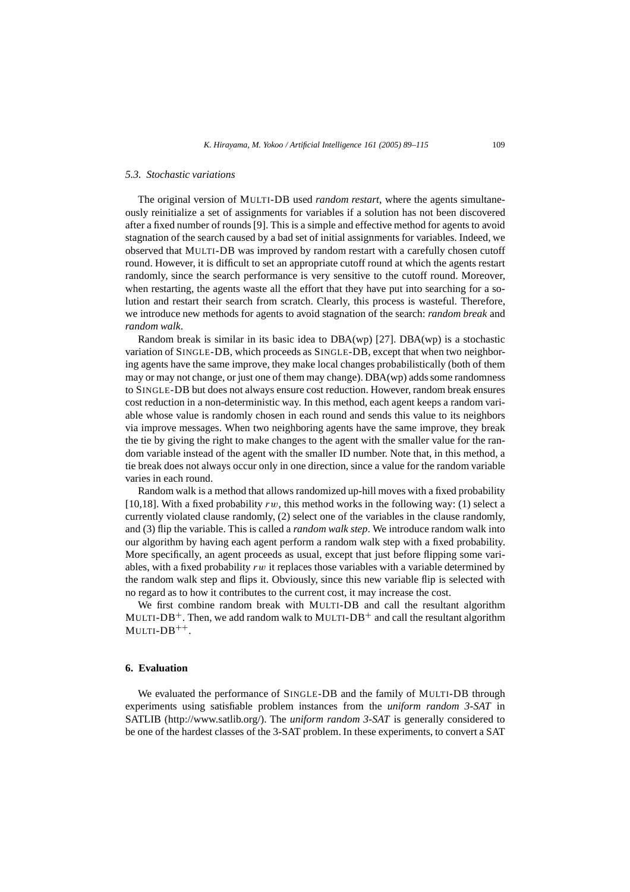### 5.3. Stochastic variations

The original version of MULTI-DB used *random restart*, where the agents simultaneously reinitialize a set of assignments for variables if a solution has not been discovered after a fixed number of rounds [9]. This is a simple and effective method for agents to avoid stagnation of the search caused by a bad set of initial assignments for variables. Indeed, we observed that MULTI-DB was improved by random restart with a carefully chosen cutoff round. However, it is difficult to set an appropriate cutoff round at which the agents restart randomly, since the search performance is very sensitive to the cutoff round. Moreover, when restarting, the agents waste all the effort that they have put into searching for a solution and restart their search from scratch. Clearly, this process is wasteful. Therefore, we introduce new methods for agents to avoid stagnation of the search: *random break* and *random walk*.

Random break is similar in its basic idea to DBA(wp) [27]. DBA(wp) is a stochastic variation of SINGLE-DB, which proceeds as SINGLE-DB, except that when two neighboring agents have the same improve, they make local changes probabilistically (both of them may or may not change, or just one of them may change). DBA(wp) adds some randomness to SINGLE-DB but does not always ensure cost reduction. However, random break ensures cost reduction in a non-deterministic way. In this method, each agent keeps a random variable whose value is randomly chosen in each round and sends this value to its neighbors via improve messages. When two neighboring agents have the same improve, they break the tie by giving the right to make changes to the agent with the smaller value for the random variable instead of the agent with the smaller ID number. Note that, in this method, a tie break does not always occur only in one direction, since a value for the random variable varies in each round.

Random walk is a method that allows randomized up-hill moves with a fixed probability [10,18]. With a fixed probability $rw$, this method works in the following way: (1) select a currently violated clause randomly, (2) select one of the variables in the clause randomly, and (3) flip the variable. This is called a *random walk step*. We introduce random walk into our algorithm by having each agent perform a random walk step with a fixed probability. More specifically, an agent proceeds as usual, except that just before flipping some variables, with a fixed probability $rw$ it replaces those variables with a variable determined by the random walk step and flips it. Obviously, since this new variable flip is selected with no regard as to how it contributes to the current cost, it may increase the cost.

We first combine random break with MULTI-DB and call the resultant algorithm MULTI-DB$^{+}$. Then, we add random walk to MULTI-DB$^{+}$ and call the resultant algorithm MULTI-DB$^{++}$.

## 6. Evaluation

We evaluated the performance of SINGLE-DB and the family of MULTI-DB through experiments using satisfiable problem instances from the *uniform random 3-SAT* in SATLIB (http://www.satlib.org/). The *uniform random 3-SAT* is generally considered to be one of the hardest classes of the 3-SAT problem. In these experiments, to convert a SAT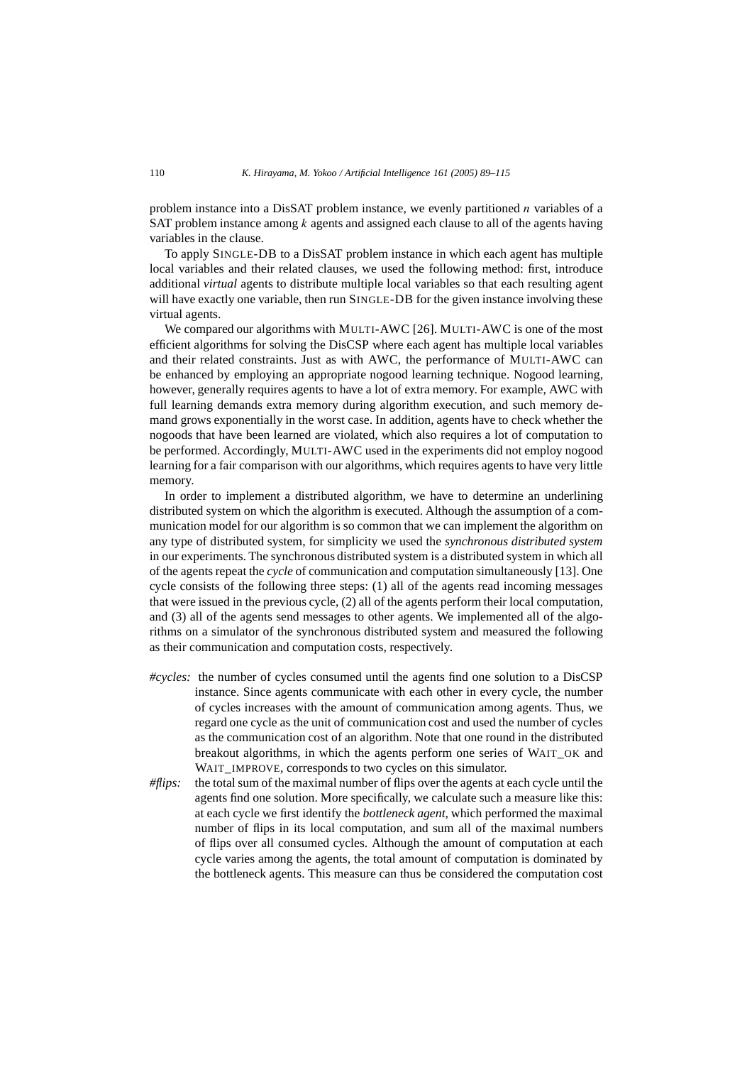problem instance into a DisSAT problem instance, we evenly partitioned $n$ variables of a SAT problem instance among $k$ agents and assigned each clause to all of the agents having variables in the clause.

To apply SINGLE-DB to a DisSAT problem instance in which each agent has multiple local variables and their related clauses, we used the following method: first, introduce additional *virtual* agents to distribute multiple local variables so that each resulting agent will have exactly one variable, then run SINGLE-DB for the given instance involving these virtual agents.

We compared our algorithms with MULTI-AWC [26]. MULTI-AWC is one of the most efficient algorithms for solving the DisCSP where each agent has multiple local variables and their related constraints. Just as with AWC, the performance of MULTI-AWC can be enhanced by employing an appropriate nogood learning technique. Nogood learning, however, generally requires agents to have a lot of extra memory. For example, AWC with full learning demands extra memory during algorithm execution, and such memory demand grows exponentially in the worst case. In addition, agents have to check whether the nogoods that have been learned are violated, which also requires a lot of computation to be performed. Accordingly, MULTI-AWC used in the experiments did not employ nogood learning for a fair comparison with our algorithms, which requires agents to have very little memory.

In order to implement a distributed algorithm, we have to determine an underlining distributed system on which the algorithm is executed. Although the assumption of a communication model for our algorithm is so common that we can implement the algorithm on any type of distributed system, for simplicity we used the *synchronous distributed system* in our experiments. The synchronous distributed system is a distributed system in which all of the agents repeat the *cycle* of communication and computation simultaneously [13]. One cycle consists of the following three steps: (1) all of the agents read incoming messages that were issued in the previous cycle, (2) all of the agents perform their local computation, and (3) all of the agents send messages to other agents. We implemented all of the algorithms on a simulator of the synchronous distributed system and measured the following as their communication and computation costs, respectively.

- *#cycles:* the number of cycles consumed until the agents find one solution to a DisCSP instance. Since agents communicate with each other in every cycle, the number of cycles increases with the amount of communication among agents. Thus, we regard one cycle as the unit of communication cost and used the number of cycles as the communication cost of an algorithm. Note that one round in the distributed breakout algorithms, in which the agents perform one series of WAIT_OK and WAIT_IMPROVE, corresponds to two cycles on this simulator.
- *#flips:* the total sum of the maximal number of flips over the agents at each cycle until the agents find one solution. More specifically, we calculate such a measure like this: at each cycle we first identify the *bottleneck agent*, which performed the maximal number of flips in its local computation, and sum all of the maximal numbers of flips over all consumed cycles. Although the amount of computation at each cycle varies among the agents, the total amount of computation is dominated by the bottleneck agents. This measure can thus be considered the computation cost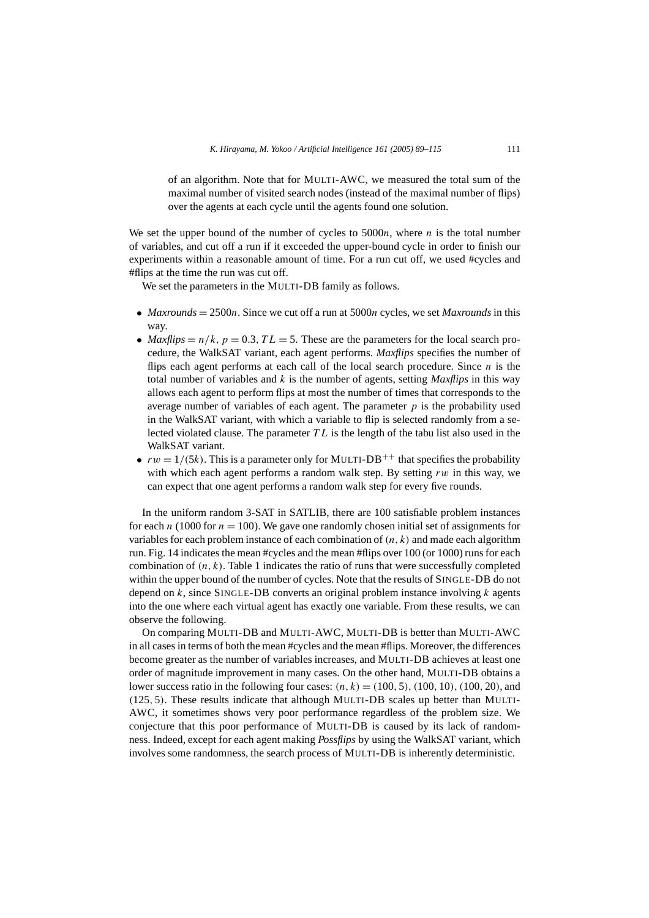of an algorithm. Note that for MULTI-AWC, we measured the total sum of the maximal number of visited search nodes (instead of the maximal number of flips) over the agents at each cycle until the agents found one solution.

We set the upper bound of the number of cycles to $5000n$, where $n$ is the total number of variables, and cut off a run if it exceeded the upper-bound cycle in order to finish our experiments within a reasonable amount of time. For a run cut off, we used #cycles and #flips at the time the run was cut off.

We set the parameters in the MULTI-DB family as follows.

- *Maxrounds* $= 2500n$. Since we cut off a run at $5000n$ cycles, we set *Maxrounds* in this way.
- *Maxflips* $= n/k$, $p = 0.3$, $TL = 5$. These are the parameters for the local search procedure, the WalkSAT variant, each agent performs. *Maxflips* specifies the number of flips each agent performs at each call of the local search procedure. Since $n$ is the total number of variables and $k$ is the number of agents, setting *Maxflips* in this way allows each agent to perform flips at most the number of times that corresponds to the average number of variables of each agent. The parameter $p$ is the probability used in the WalkSAT variant, with which a variable to flip is selected randomly from a selected violated clause. The parameter $TL$ is the length of the tabu list also used in the WalkSAT variant.
- $rw = 1/(5k)$. This is a parameter only for MULTI-DB$^{++}$ that specifies the probability with which each agent performs a random walk step. By setting $rw$ in this way, we can expect that one agent performs a random walk step for every five rounds.

In the uniform random 3-SAT in SATLIB, there are 100 satisfiable problem instances for each $n$ (1000 for $n = 100$). We gave one randomly chosen initial set of assignments for variables for each problem instance of each combination of $(n, k)$ and made each algorithm run. Fig. 14 indicates the mean #cycles and the mean #flips over 100 (or 1000) runs for each combination of $(n, k)$. Table 1 indicates the ratio of runs that were successfully completed within the upper bound of the number of cycles. Note that the results of SINGLE-DB do not depend on $k$, since SINGLE-DB converts an original problem instance involving $k$ agents into the one where each virtual agent has exactly one variable. From these results, we can observe the following.

On comparing MULTI-DB and MULTI-AWC, MULTI-DB is better than MULTI-AWC in all cases in terms of both the mean #cycles and the mean #flips. Moreover, the differences become greater as the number of variables increases, and MULTI-DB achieves at least one order of magnitude improvement in many cases. On the other hand, MULTI-DB obtains a lower success ratio in the following four cases: $(n, k) = (100, 5)$, $(100, 10)$, $(100, 20)$, and $(125, 5)$. These results indicate that although MULTI-DB scales up better than MULTI-AWC, it sometimes shows very poor performance regardless of the problem size. We conjecture that this poor performance of MULTI-DB is caused by its lack of randomness. Indeed, except for each agent making *Possflips* by using the WalkSAT variant, which involves some randomness, the search process of MULTI-DB is inherently deterministic.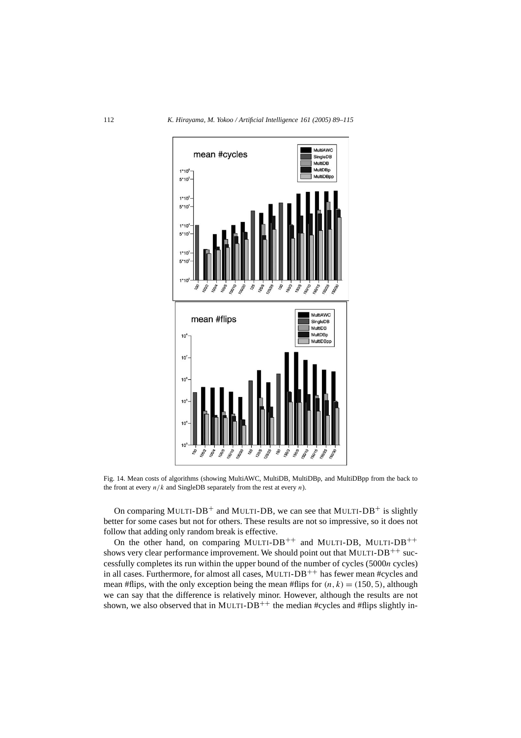Fig. 14. Mean costs of algorithms (showing MultiAWC, MultiDB, MultiDBp, and MultiDBpp from the back to the front at every $n/k$ and SingleDB separately from the rest at every $n$).

On comparing MULTI-DB$^+$ and MULTI-DB, we can see that MULTI-DB$^+$ is slightly better for some cases but not for others. These results are not so impressive, so it does not follow that adding only random break is effective.

On the other hand, on comparing MULTI-DB$^{++}$ and MULTI-DB, MULTI-DB$^{++}$ shows very clear performance improvement. We should point out that MULTI-DB$^{++}$ successfully completes its run within the upper bound of the number of cycles ($5000n$ cycles) in all cases. Furthermore, for almost all cases, MULTI-DB$^{++}$ has fewer mean #cycles and mean #flips, with the only exception being the mean #flips for $(n, k) = (150, 5)$, although we can say that the difference is relatively minor. However, although the results are not shown, we also observed that in MULTI-DB$^{++}$ the median #cycles and #flips slightly in-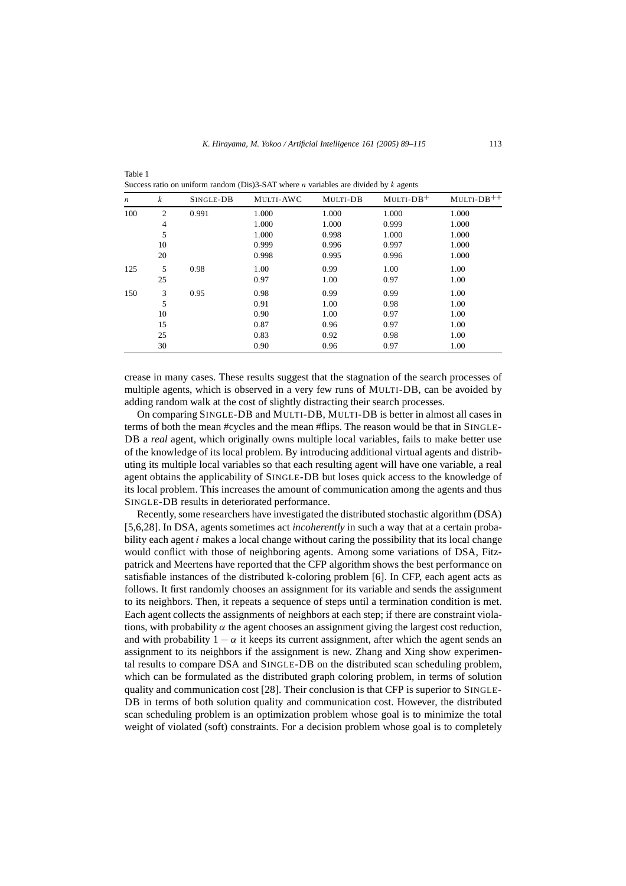Table 1
Success ratio on uniform random (Dis)3-SAT where $n$ variables are divided by $k$ agents

| $n$ | $k$ | SINGLE-DB | MULTI-AWC | MULTI-DB | MULTI-DB$^{+}$ | MULTI-DB$^{++}$ |
|---|---|---|---|---|---|---|
| 100 | 2 | 0.991 | 1.000 | 1.000 | 1.000 | 1.000 |
| | 4 | | 1.000 | 1.000 | 0.999 | 1.000 |
| | 5 | | 1.000 | 0.998 | 1.000 | 1.000 |
| | 10 | | 0.999 | 0.996 | 0.997 | 1.000 |
| | 20 | | 0.998 | 0.995 | 0.996 | 1.000 |
| 125 | 5 | 0.98 | 1.00 | 0.99 | 1.00 | 1.00 |
| | 25 | | 0.97 | 1.00 | 0.97 | 1.00 |
| 150 | 3 | 0.95 | 0.98 | 0.99 | 0.99 | 1.00 |
| | 5 | | 0.91 | 1.00 | 0.98 | 1.00 |
| | 10 | | 0.90 | 1.00 | 0.97 | 1.00 |
| | 15 | | 0.87 | 0.96 | 0.97 | 1.00 |
| | 25 | | 0.83 | 0.92 | 0.98 | 1.00 |
| | 30 | | 0.90 | 0.96 | 0.97 | 1.00 |

crease in many cases. These results suggest that the stagnation of the search processes of multiple agents, which is observed in a very few runs of MULTI-DB, can be avoided by adding random walk at the cost of slightly distracting their search processes.

On comparing SINGLE-DB and MULTI-DB, MULTI-DB is better in almost all cases in terms of both the mean #cycles and the mean #flips. The reason would be that in SINGLE-DB a *real* agent, which originally owns multiple local variables, fails to make better use of the knowledge of its local problem. By introducing additional virtual agents and distributing its multiple local variables so that each resulting agent will have one variable, a real agent obtains the applicability of SINGLE-DB but loses quick access to the knowledge of its local problem. This increases the amount of communication among the agents and thus SINGLE-DB results in deteriorated performance.

Recently, some researchers have investigated the distributed stochastic algorithm (DSA) [5,6,28]. In DSA, agents sometimes act *incoherently* in such a way that at a certain probability each agent $i$ makes a local change without caring the possibility that its local change would conflict with those of neighboring agents. Among some variations of DSA, Fitzpatrick and Meertens have reported that the CFP algorithm shows the best performance on satisfiable instances of the distributed k-coloring problem [6]. In CFP, each agent acts as follows. It first randomly chooses an assignment for its variable and sends the assignment to its neighbors. Then, it repeats a sequence of steps until a termination condition is met. Each agent collects the assignments of neighbors at each step; if there are constraint violations, with probability $\alpha$ the agent chooses an assignment giving the largest cost reduction, and with probability $1 - \alpha$ it keeps its current assignment, after which the agent sends an assignment to its neighbors if the assignment is new. Zhang and Xing show experimental results to compare DSA and SINGLE-DB on the distributed scan scheduling problem, which can be formulated as the distributed graph coloring problem, in terms of solution quality and communication cost [28]. Their conclusion is that CFP is superior to SINGLE-DB in terms of both solution quality and communication cost. However, the distributed scan scheduling problem is an optimization problem whose goal is to minimize the total weight of violated (soft) constraints. For a decision problem whose goal is to completely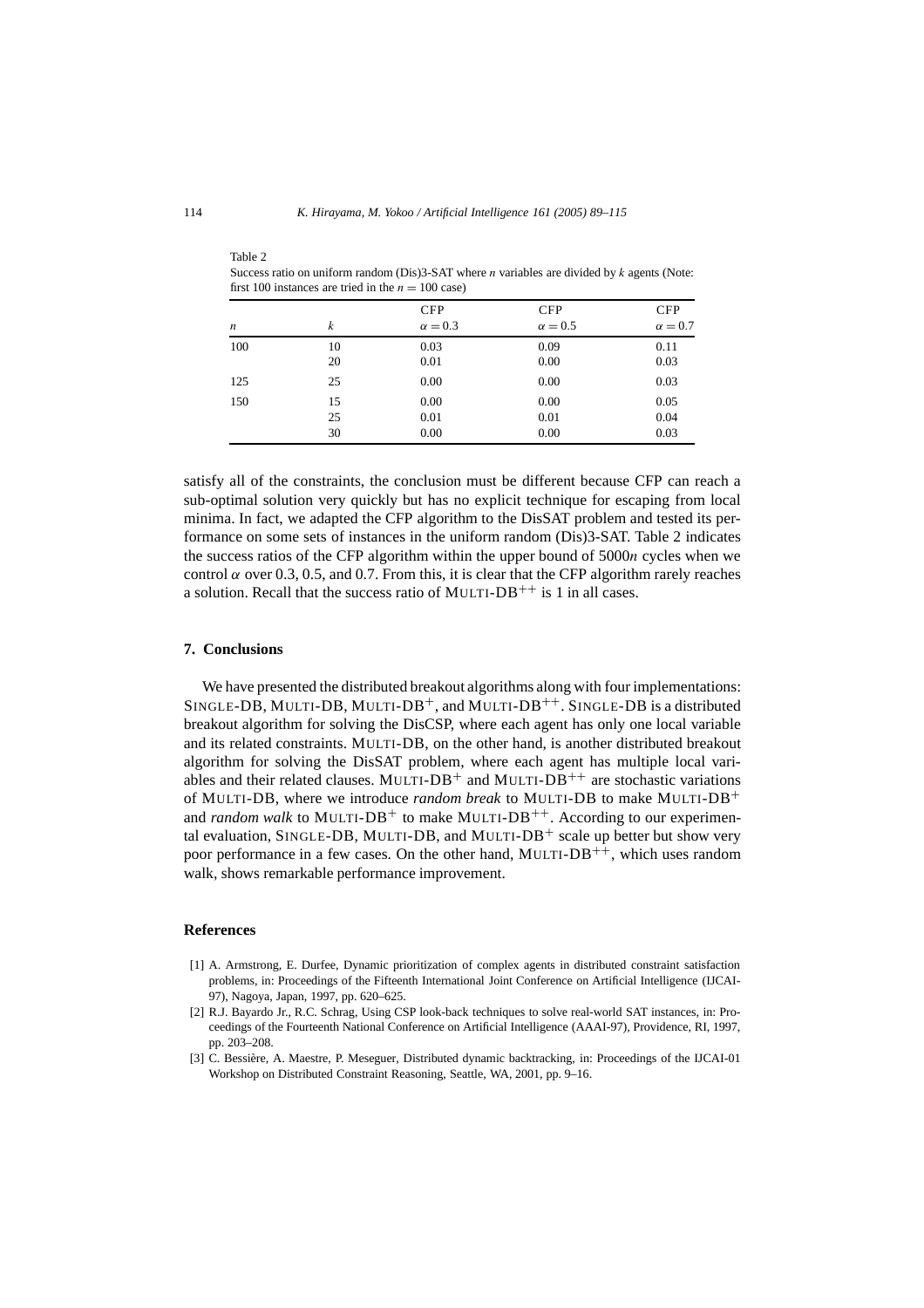Table 2
Success ratio on uniform random (Dis)3-SAT where $n$ variables are divided by $k$ agents (Note: first 100 instances are tried in the $n = 100$ case)

| $n$ | $k$ | CFP $\alpha = 0.3$ | CFP $\alpha = 0.5$ | CFP $\alpha = 0.7$ |
|---|---|---|---|---|
| 100 | 10 | 0.03 | 0.09 | 0.11 |
| | 20 | 0.01 | 0.00 | 0.03 |
| 125 | 25 | 0.00 | 0.00 | 0.03 |
| 150 | 15 | 0.00 | 0.00 | 0.05 |
| | 25 | 0.01 | 0.01 | 0.04 |
| | 30 | 0.00 | 0.00 | 0.03 |

satisfy all of the constraints, the conclusion must be different because CFP can reach a sub-optimal solution very quickly but has no explicit technique for escaping from local minima. In fact, we adapted the CFP algorithm to the DisSAT problem and tested its performance on some sets of instances in the uniform random (Dis)3-SAT. Table 2 indicates the success ratios of the CFP algorithm within the upper bound of $5000n$ cycles when we control $\alpha$ over 0.3, 0.5, and 0.7. From this, it is clear that the CFP algorithm rarely reaches a solution. Recall that the success ratio of MULTI-DB$^{++}$ is 1 in all cases.

## 7. Conclusions

We have presented the distributed breakout algorithms along with four implementations: SINGLE-DB, MULTI-DB, MULTI-DB$^{+}$, and MULTI-DB$^{++}$. SINGLE-DB is a distributed breakout algorithm for solving the DisCSP, where each agent has only one local variable and its related constraints. MULTI-DB, on the other hand, is another distributed breakout algorithm for solving the DisSAT problem, where each agent has multiple local variables and their related clauses. MULTI-DB$^{+}$ and MULTI-DB$^{++}$ are stochastic variations of MULTI-DB, where we introduce *random break* to MULTI-DB to make MULTI-DB$^{+}$ and *random walk* to MULTI-DB$^{+}$ to make MULTI-DB$^{++}$. According to our experimental evaluation, SINGLE-DB, MULTI-DB, and MULTI-DB$^{+}$ scale up better but show very poor performance in a few cases. On the other hand, MULTI-DB$^{++}$, which uses random walk, shows remarkable performance improvement.

## References

[1] A. Armstrong, E. Durfee, Dynamic prioritization of complex agents in distributed constraint satisfaction problems, in: Proceedings of the Fifteenth International Joint Conference on Artificial Intelligence (IJCAI-97), Nagoya, Japan, 1997, pp. 620–625.

[2] R.J. Bayardo Jr., R.C. Schrag, Using CSP look-back techniques to solve real-world SAT instances, in: Proceedings of the Fourteenth National Conference on Artificial Intelligence (AAAI-97), Providence, RI, 1997, pp. 203–208.

[3] C. Bessière, A. Maestre, P. Meseguer, Distributed dynamic backtracking, in: Proceedings of the IJCAI-01 Workshop on Distributed Constraint Reasoning, Seattle, WA, 2001, pp. 9–16.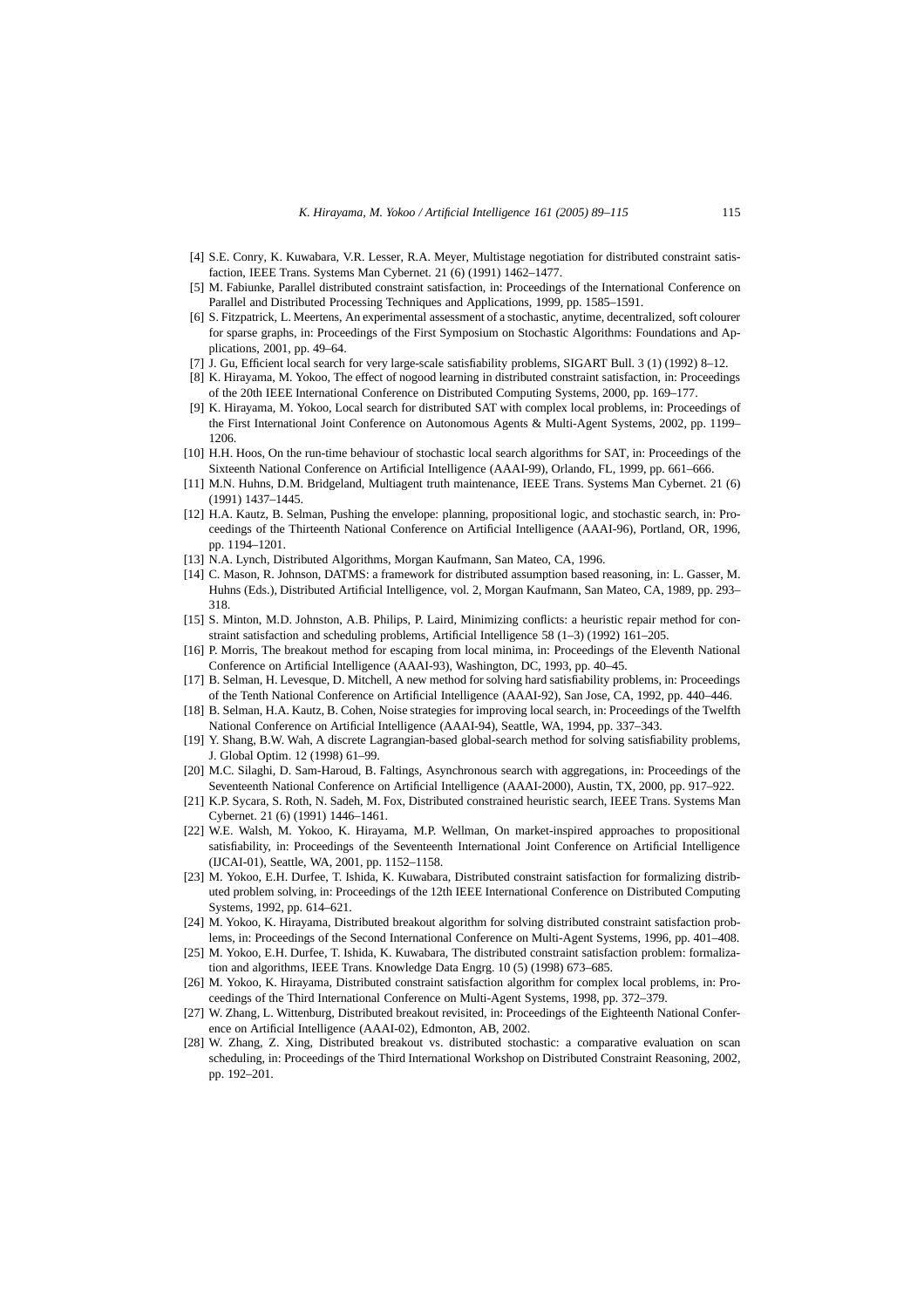[4] S.E. Conry, K. Kuwabara, V.R. Lesser, R.A. Meyer, Multistage negotiation for distributed constraint satisfaction, IEEE Trans. Systems Man Cybernet. 21 (6) (1991) 1462–1477.

[5] M. Fabiunke, Parallel distributed constraint satisfaction, in: Proceedings of the International Conference on Parallel and Distributed Processing Techniques and Applications, 1999, pp. 1585–1591.

[6] S. Fitzpatrick, L. Meertens, An experimental assessment of a stochastic, anytime, decentralized, soft colourer for sparse graphs, in: Proceedings of the First Symposium on Stochastic Algorithms: Foundations and Applications, 2001, pp. 49–64.

[7] J. Gu, Efficient local search for very large-scale satisfiability problems, SIGART Bull. 3 (1) (1992) 8–12.

[8] K. Hirayama, M. Yokoo, The effect of nogood learning in distributed constraint satisfaction, in: Proceedings of the 20th IEEE International Conference on Distributed Computing Systems, 2000, pp. 169–177.

[9] K. Hirayama, M. Yokoo, Local search for distributed SAT with complex local problems, in: Proceedings of the First International Joint Conference on Autonomous Agents & Multi-Agent Systems, 2002, pp. 1199–1206.

[10] H.H. Hoos, On the run-time behaviour of stochastic local search algorithms for SAT, in: Proceedings of the Sixteenth National Conference on Artificial Intelligence (AAAI-99), Orlando, FL, 1999, pp. 661–666.

[11] M.N. Huhns, D.M. Bridgeland, Multiagent truth maintenance, IEEE Trans. Systems Man Cybernet. 21 (6) (1991) 1437–1445.

[12] H.A. Kautz, B. Selman, Pushing the envelope: planning, propositional logic, and stochastic search, in: Proceedings of the Thirteenth National Conference on Artificial Intelligence (AAAI-96), Portland, OR, 1996, pp. 1194–1201.

[13] N.A. Lynch, Distributed Algorithms, Morgan Kaufmann, San Mateo, CA, 1996.

[14] C. Mason, R. Johnson, DATMS: a framework for distributed assumption based reasoning, in: L. Gasser, M. Huhns (Eds.), Distributed Artificial Intelligence, vol. 2, Morgan Kaufmann, San Mateo, CA, 1989, pp. 293–318.

[15] S. Minton, M.D. Johnston, A.B. Philips, P. Laird, Minimizing conflicts: a heuristic repair method for constraint satisfaction and scheduling problems, Artificial Intelligence 58 (1–3) (1992) 161–205.

[16] P. Morris, The breakout method for escaping from local minima, in: Proceedings of the Eleventh National Conference on Artificial Intelligence (AAAI-93), Washington, DC, 1993, pp. 40–45.

[17] B. Selman, H. Levesque, D. Mitchell, A new method for solving hard satisfiability problems, in: Proceedings of the Tenth National Conference on Artificial Intelligence (AAAI-92), San Jose, CA, 1992, pp. 440–446.

[18] B. Selman, H.A. Kautz, B. Cohen, Noise strategies for improving local search, in: Proceedings of the Twelfth National Conference on Artificial Intelligence (AAAI-94), Seattle, WA, 1994, pp. 337–343.

[19] Y. Shang, B.W. Wah, A discrete Lagrangian-based global-search method for solving satisfiability problems, J. Global Optim. 12 (1998) 61–99.

[20] M.C. Silaghi, D. Sam-Haroud, B. Faltings, Asynchronous search with aggregations, in: Proceedings of the Seventeenth National Conference on Artificial Intelligence (AAAI-2000), Austin, TX, 2000, pp. 917–922.

[21] K.P. Sycara, S. Roth, N. Sadeh, M. Fox, Distributed constrained heuristic search, IEEE Trans. Systems Man Cybernet. 21 (6) (1991) 1446–1461.

[22] W.E. Walsh, M. Yokoo, K. Hirayama, M.P. Wellman, On market-inspired approaches to propositional satisfiability, in: Proceedings of the Seventeenth International Joint Conference on Artificial Intelligence (IJCAI-01), Seattle, WA, 2001, pp. 1152–1158.

[23] M. Yokoo, E.H. Durfee, T. Ishida, K. Kuwabara, Distributed constraint satisfaction for formalizing distributed problem solving, in: Proceedings of the 12th IEEE International Conference on Distributed Computing Systems, 1992, pp. 614–621.

[24] M. Yokoo, K. Hirayama, Distributed breakout algorithm for solving distributed constraint satisfaction problems, in: Proceedings of the Second International Conference on Multi-Agent Systems, 1996, pp. 401–408.

[25] M. Yokoo, E.H. Durfee, T. Ishida, K. Kuwabara, The distributed constraint satisfaction problem: formalization and algorithms, IEEE Trans. Knowledge Data Engrg. 10 (5) (1998) 673–685.

[26] M. Yokoo, K. Hirayama, Distributed constraint satisfaction algorithm for complex local problems, in: Proceedings of the Third International Conference on Multi-Agent Systems, 1998, pp. 372–379.

[27] W. Zhang, L. Wittenburg, Distributed breakout revisited, in: Proceedings of the Eighteenth National Conference on Artificial Intelligence (AAAI-02), Edmonton, AB, 2002.

[28] W. Zhang, Z. Xing, Distributed breakout vs. distributed stochastic: a comparative evaluation on scan scheduling, in: Proceedings of the Third International Workshop on Distributed Constraint Reasoning, 2002, pp. 192–201.